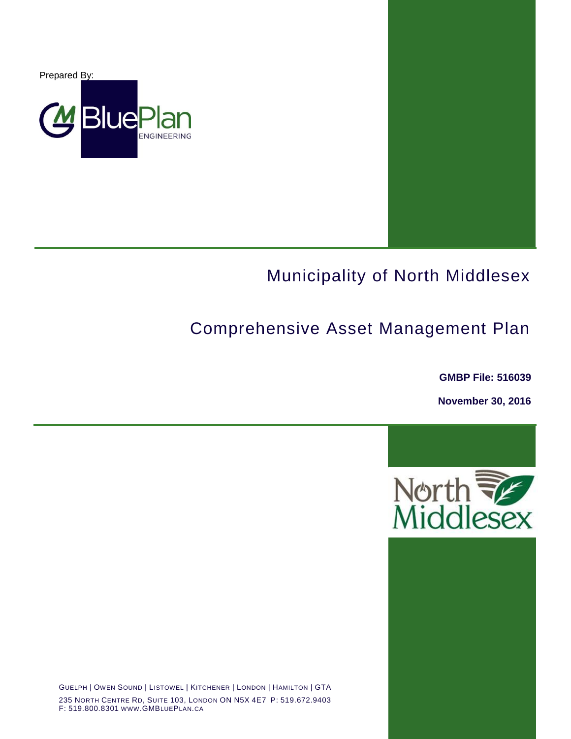Prepared By:

GM BluePlan ENGINEERING

# Municipality of North Middlesex

# Comprehensive Asset Management Plan

**GMBP File: 516039**

**November 30, 2016**

North Middlesex

GUELPH | OWEN SOUND | LISTOWEL | KITCHENER | LONDON | HAMILTON | GTA

235 NORTH CENTRE RD, SUITE 103, LONDON ON N5X 4E7 P: 519.672.9403
F: 519.800.8301 WWW.GMBLUEPLAN.CA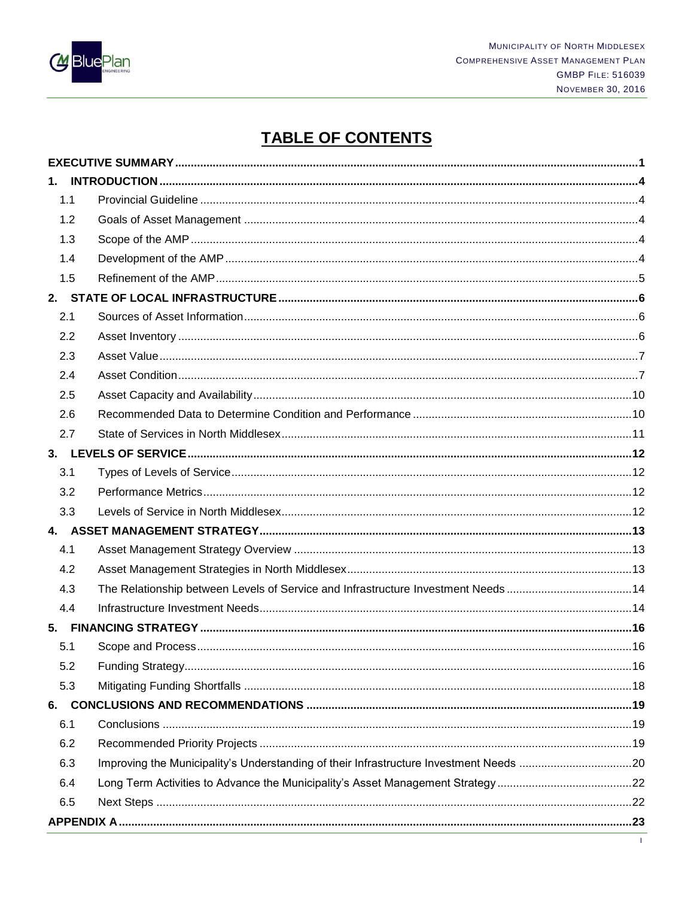# TABLE OF CONTENTS

| | | |
|---|---|---|
| **EXECUTIVE SUMMARY** | | **1** |
| **1.** | **INTRODUCTION** | **4** |
| 1.1 | Provincial Guideline | 4 |
| 1.2 | Goals of Asset Management | 4 |
| 1.3 | Scope of the AMP | 4 |
| 1.4 | Development of the AMP | 4 |
| 1.5 | Refinement of the AMP | 5 |
| **2.** | **STATE OF LOCAL INFRASTRUCTURE** | **6** |
| 2.1 | Sources of Asset Information | 6 |
| 2.2 | Asset Inventory | 6 |
| 2.3 | Asset Value | 7 |
| 2.4 | Asset Condition | 7 |
| 2.5 | Asset Capacity and Availability | 10 |
| 2.6 | Recommended Data to Determine Condition and Performance | 10 |
| 2.7 | State of Services in North Middlesex | 11 |
| **3.** | **LEVELS OF SERVICE** | **12** |
| 3.1 | Types of Levels of Service | 12 |
| 3.2 | Performance Metrics | 12 |
| 3.3 | Levels of Service in North Middlesex | 12 |
| **4.** | **ASSET MANAGEMENT STRATEGY** | **13** |
| 4.1 | Asset Management Strategy Overview | 13 |
| 4.2 | Asset Management Strategies in North Middlesex | 13 |
| 4.3 | The Relationship between Levels of Service and Infrastructure Investment Needs | 14 |
| 4.4 | Infrastructure Investment Needs | 14 |
| **5.** | **FINANCING STRATEGY** | **16** |
| 5.1 | Scope and Process | 16 |
| 5.2 | Funding Strategy | 16 |
| 5.3 | Mitigating Funding Shortfalls | 18 |
| **6.** | **CONCLUSIONS AND RECOMMENDATIONS** | **19** |
| 6.1 | Conclusions | 19 |
| 6.2 | Recommended Priority Projects | 19 |
| 6.3 | Improving the Municipality's Understanding of their Infrastructure Investment Needs | 20 |
| 6.4 | Long Term Activities to Advance the Municipality's Asset Management Strategy | 22 |
| 6.5 | Next Steps | 22 |
| **APPENDIX A** | | **23** |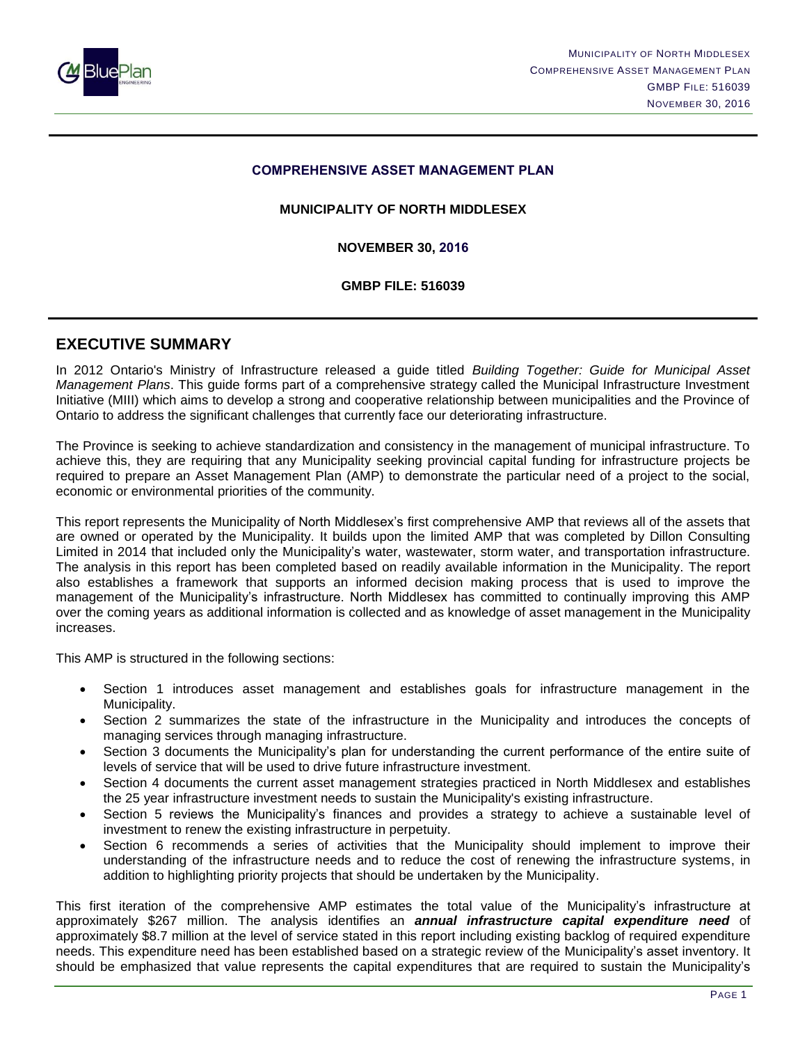**COMPREHENSIVE ASSET MANAGEMENT PLAN**

**MUNICIPALITY OF NORTH MIDDLESEX**

**NOVEMBER 30, 2016**

**GMBP FILE: 516039**

## EXECUTIVE SUMMARY

In 2012 Ontario's Ministry of Infrastructure released a guide titled *Building Together: Guide for Municipal Asset Management Plans*. This guide forms part of a comprehensive strategy called the Municipal Infrastructure Investment Initiative (MIII) which aims to develop a strong and cooperative relationship between municipalities and the Province of Ontario to address the significant challenges that currently face our deteriorating infrastructure.

The Province is seeking to achieve standardization and consistency in the management of municipal infrastructure. To achieve this, they are requiring that any Municipality seeking provincial capital funding for infrastructure projects be required to prepare an Asset Management Plan (AMP) to demonstrate the particular need of a project to the social, economic or environmental priorities of the community.

This report represents the Municipality of North Middlesex's first comprehensive AMP that reviews all of the assets that are owned or operated by the Municipality. It builds upon the limited AMP that was completed by Dillon Consulting Limited in 2014 that included only the Municipality's water, wastewater, storm water, and transportation infrastructure. The analysis in this report has been completed based on readily available information in the Municipality. The report also establishes a framework that supports an informed decision making process that is used to improve the management of the Municipality's infrastructure. North Middlesex has committed to continually improving this AMP over the coming years as additional information is collected and as knowledge of asset management in the Municipality increases.

This AMP is structured in the following sections:

- Section 1 introduces asset management and establishes goals for infrastructure management in the Municipality.
- Section 2 summarizes the state of the infrastructure in the Municipality and introduces the concepts of managing services through managing infrastructure.
- Section 3 documents the Municipality's plan for understanding the current performance of the entire suite of levels of service that will be used to drive future infrastructure investment.
- Section 4 documents the current asset management strategies practiced in North Middlesex and establishes the 25 year infrastructure investment needs to sustain the Municipality's existing infrastructure.
- Section 5 reviews the Municipality's finances and provides a strategy to achieve a sustainable level of investment to renew the existing infrastructure in perpetuity.
- Section 6 recommends a series of activities that the Municipality should implement to improve their understanding of the infrastructure needs and to reduce the cost of renewing the infrastructure systems, in addition to highlighting priority projects that should be undertaken by the Municipality.

This first iteration of the comprehensive AMP estimates the total value of the Municipality's infrastructure at approximately $267 million. The analysis identifies an ***annual infrastructure capital expenditure need*** of approximately $8.7 million at the level of service stated in this report including existing backlog of required expenditure needs. This expenditure need has been established based on a strategic review of the Municipality's asset inventory. It should be emphasized that value represents the capital expenditures that are required to sustain the Municipality's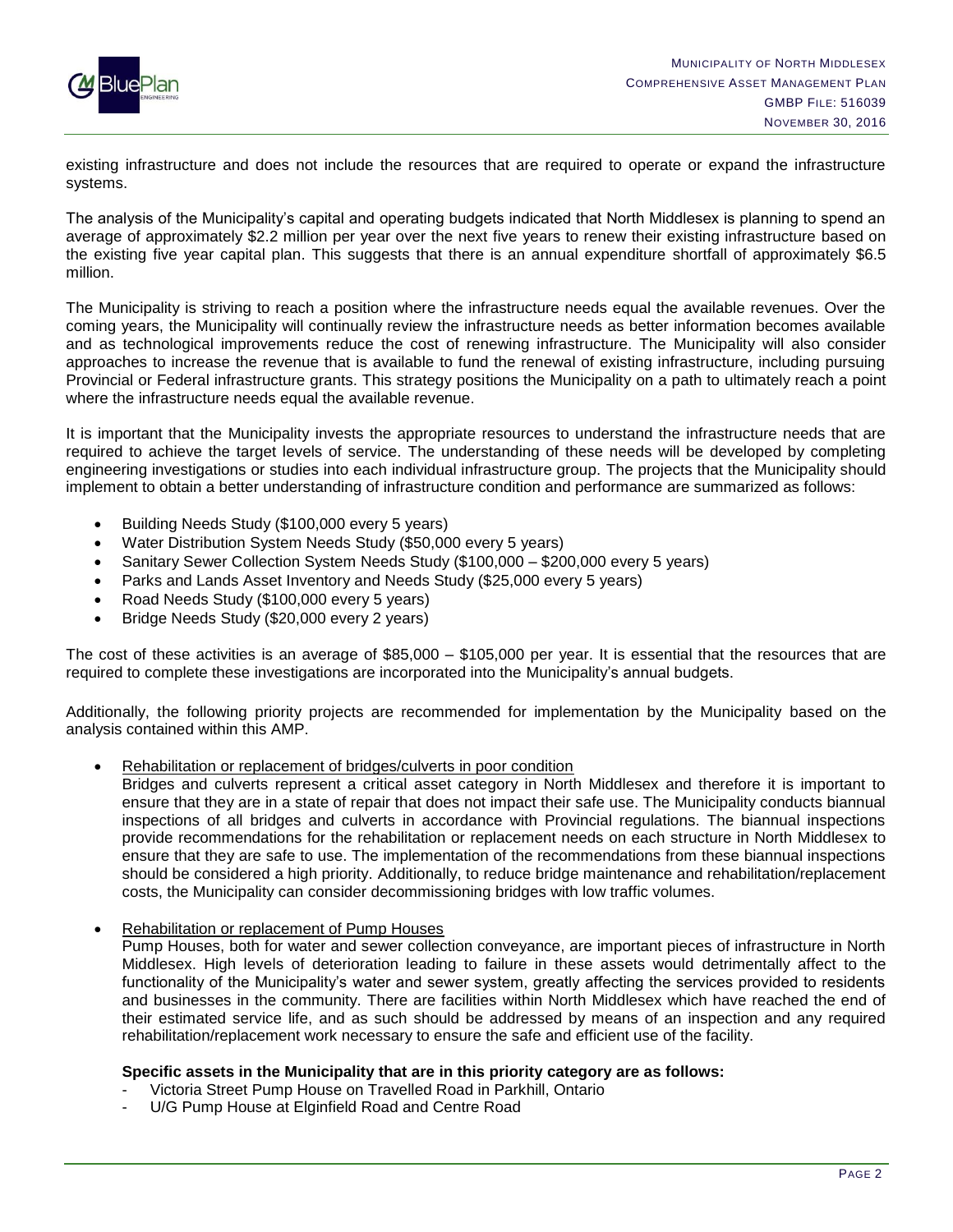existing infrastructure and does not include the resources that are required to operate or expand the infrastructure systems.

The analysis of the Municipality's capital and operating budgets indicated that North Middlesex is planning to spend an average of approximately $2.2 million per year over the next five years to renew their existing infrastructure based on the existing five year capital plan. This suggests that there is an annual expenditure shortfall of approximately $6.5 million.

The Municipality is striving to reach a position where the infrastructure needs equal the available revenues. Over the coming years, the Municipality will continually review the infrastructure needs as better information becomes available and as technological improvements reduce the cost of renewing infrastructure. The Municipality will also consider approaches to increase the revenue that is available to fund the renewal of existing infrastructure, including pursuing Provincial or Federal infrastructure grants. This strategy positions the Municipality on a path to ultimately reach a point where the infrastructure needs equal the available revenue.

It is important that the Municipality invests the appropriate resources to understand the infrastructure needs that are required to achieve the target levels of service. The understanding of these needs will be developed by completing engineering investigations or studies into each individual infrastructure group. The projects that the Municipality should implement to obtain a better understanding of infrastructure condition and performance are summarized as follows:

- Building Needs Study ($100,000 every 5 years)
- Water Distribution System Needs Study ($50,000 every 5 years)
- Sanitary Sewer Collection System Needs Study ($100,000 – $200,000 every 5 years)
- Parks and Lands Asset Inventory and Needs Study ($25,000 every 5 years)
- Road Needs Study ($100,000 every 5 years)
- Bridge Needs Study ($20,000 every 2 years)

The cost of these activities is an average of $85,000 – $105,000 per year. It is essential that the resources that are required to complete these investigations are incorporated into the Municipality's annual budgets.

Additionally, the following priority projects are recommended for implementation by the Municipality based on the analysis contained within this AMP.

- Rehabilitation or replacement of bridges/culverts in poor condition

  Bridges and culverts represent a critical asset category in North Middlesex and therefore it is important to ensure that they are in a state of repair that does not impact their safe use. The Municipality conducts biannual inspections of all bridges and culverts in accordance with Provincial regulations. The biannual inspections provide recommendations for the rehabilitation or replacement needs on each structure in North Middlesex to ensure that they are safe to use. The implementation of the recommendations from these biannual inspections should be considered a high priority. Additionally, to reduce bridge maintenance and rehabilitation/replacement costs, the Municipality can consider decommissioning bridges with low traffic volumes.

- Rehabilitation or replacement of Pump Houses

  Pump Houses, both for water and sewer collection conveyance, are important pieces of infrastructure in North Middlesex. High levels of deterioration leading to failure in these assets would detrimentally affect to the functionality of the Municipality's water and sewer system, greatly affecting the services provided to residents and businesses in the community. There are facilities within North Middlesex which have reached the end of their estimated service life, and as such should be addressed by means of an inspection and any required rehabilitation/replacement work necessary to ensure the safe and efficient use of the facility.

  **Specific assets in the Municipality that are in this priority category are as follows:**

  - Victoria Street Pump House on Travelled Road in Parkhill, Ontario
  - U/G Pump House at Elginfield Road and Centre Road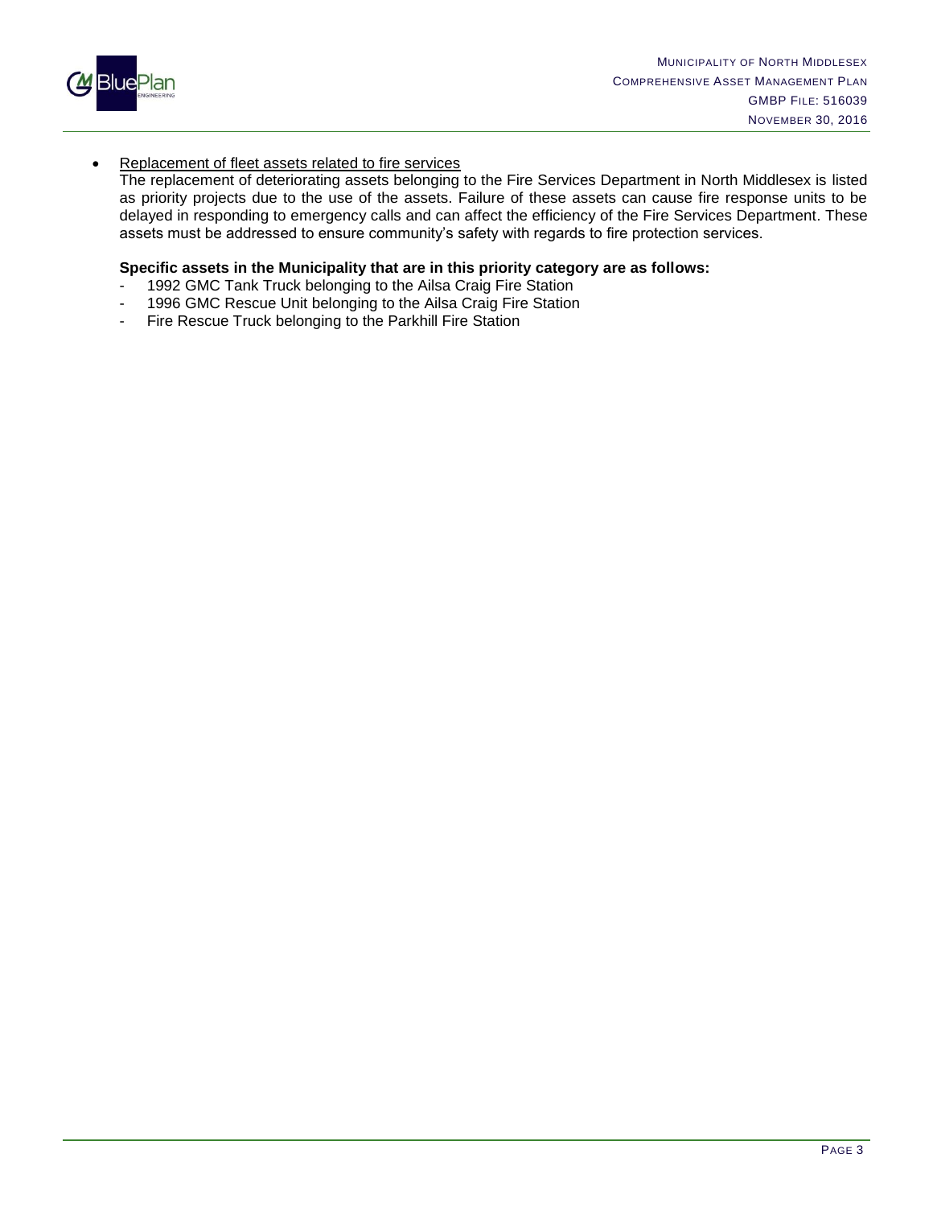- Replacement of fleet assets related to fire services
  The replacement of deteriorating assets belonging to the Fire Services Department in North Middlesex is listed as priority projects due to the use of the assets. Failure of these assets can cause fire response units to be delayed in responding to emergency calls and can affect the efficiency of the Fire Services Department. These assets must be addressed to ensure community's safety with regards to fire protection services.

  **Specific assets in the Municipality that are in this priority category are as follows:**
  - 1992 GMC Tank Truck belonging to the Ailsa Craig Fire Station
  - 1996 GMC Rescue Unit belonging to the Ailsa Craig Fire Station
  - Fire Rescue Truck belonging to the Parkhill Fire Station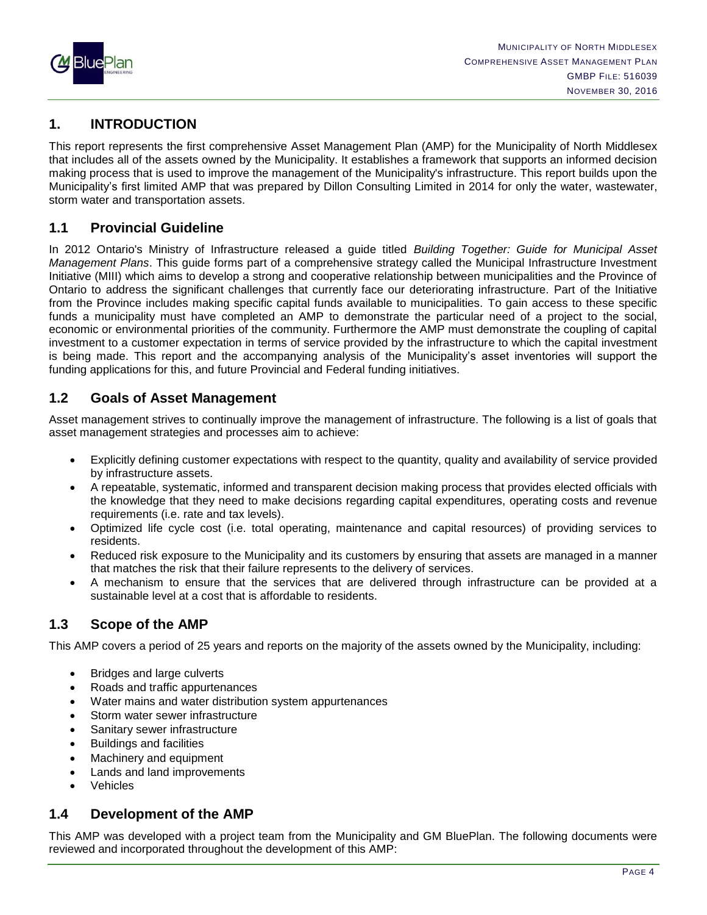# 1. INTRODUCTION

This report represents the first comprehensive Asset Management Plan (AMP) for the Municipality of North Middlesex that includes all of the assets owned by the Municipality. It establishes a framework that supports an informed decision making process that is used to improve the management of the Municipality's infrastructure. This report builds upon the Municipality's first limited AMP that was prepared by Dillon Consulting Limited in 2014 for only the water, wastewater, storm water and transportation assets.

## 1.1 Provincial Guideline

In 2012 Ontario's Ministry of Infrastructure released a guide titled *Building Together: Guide for Municipal Asset Management Plans*. This guide forms part of a comprehensive strategy called the Municipal Infrastructure Investment Initiative (MIII) which aims to develop a strong and cooperative relationship between municipalities and the Province of Ontario to address the significant challenges that currently face our deteriorating infrastructure. Part of the Initiative from the Province includes making specific capital funds available to municipalities. To gain access to these specific funds a municipality must have completed an AMP to demonstrate the particular need of a project to the social, economic or environmental priorities of the community. Furthermore the AMP must demonstrate the coupling of capital investment to a customer expectation in terms of service provided by the infrastructure to which the capital investment is being made. This report and the accompanying analysis of the Municipality's asset inventories will support the funding applications for this, and future Provincial and Federal funding initiatives.

## 1.2 Goals of Asset Management

Asset management strives to continually improve the management of infrastructure. The following is a list of goals that asset management strategies and processes aim to achieve:

- Explicitly defining customer expectations with respect to the quantity, quality and availability of service provided by infrastructure assets.
- A repeatable, systematic, informed and transparent decision making process that provides elected officials with the knowledge that they need to make decisions regarding capital expenditures, operating costs and revenue requirements (i.e. rate and tax levels).
- Optimized life cycle cost (i.e. total operating, maintenance and capital resources) of providing services to residents.
- Reduced risk exposure to the Municipality and its customers by ensuring that assets are managed in a manner that matches the risk that their failure represents to the delivery of services.
- A mechanism to ensure that the services that are delivered through infrastructure can be provided at a sustainable level at a cost that is affordable to residents.

## 1.3 Scope of the AMP

This AMP covers a period of 25 years and reports on the majority of the assets owned by the Municipality, including:

- Bridges and large culverts
- Roads and traffic appurtenances
- Water mains and water distribution system appurtenances
- Storm water sewer infrastructure
- Sanitary sewer infrastructure
- Buildings and facilities
- Machinery and equipment
- Lands and land improvements
- Vehicles

## 1.4 Development of the AMP

This AMP was developed with a project team from the Municipality and GM BluePlan. The following documents were reviewed and incorporated throughout the development of this AMP: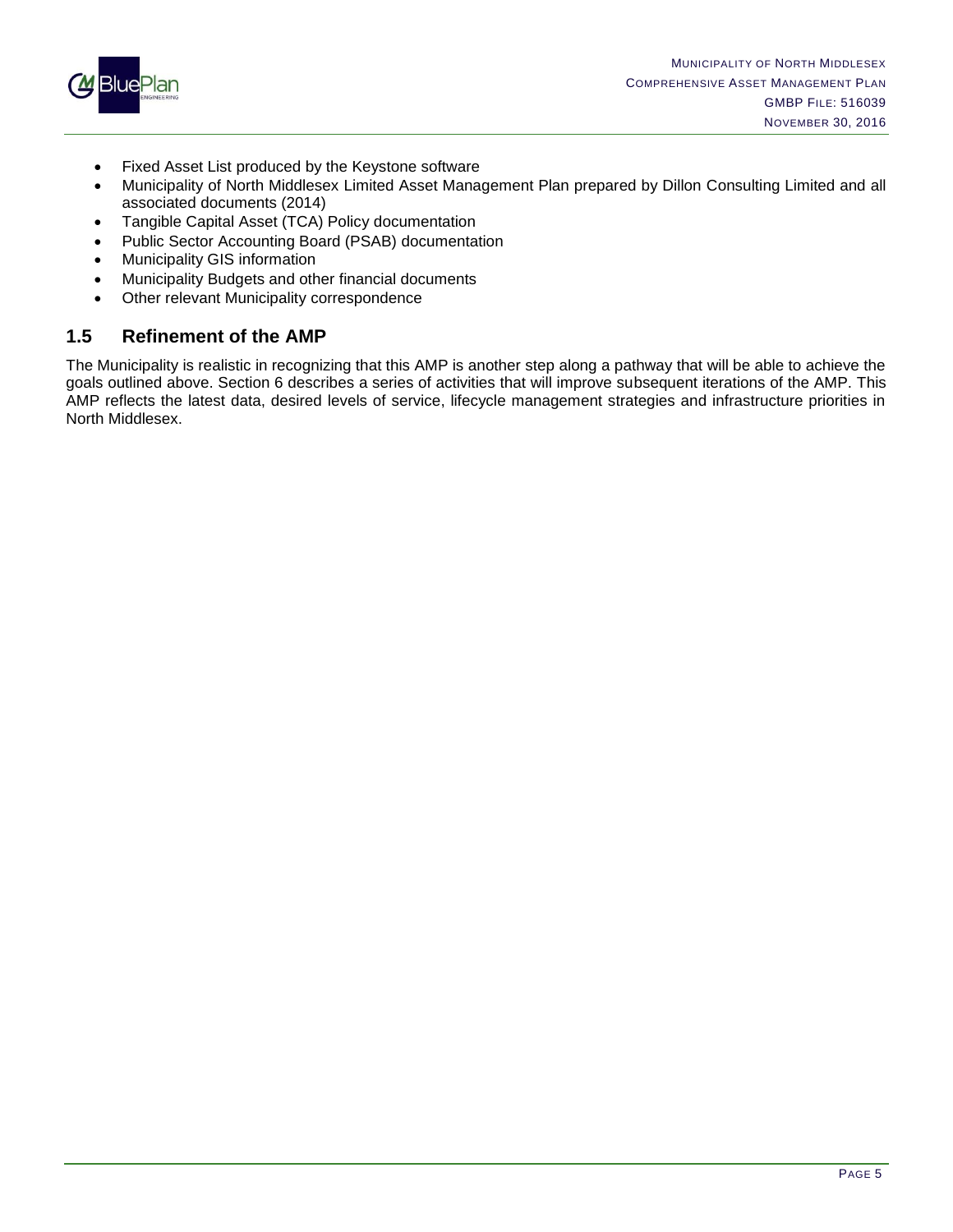- Fixed Asset List produced by the Keystone software
- Municipality of North Middlesex Limited Asset Management Plan prepared by Dillon Consulting Limited and all associated documents (2014)
- Tangible Capital Asset (TCA) Policy documentation
- Public Sector Accounting Board (PSAB) documentation
- Municipality GIS information
- Municipality Budgets and other financial documents
- Other relevant Municipality correspondence

## 1.5 Refinement of the AMP

The Municipality is realistic in recognizing that this AMP is another step along a pathway that will be able to achieve the goals outlined above. Section 6 describes a series of activities that will improve subsequent iterations of the AMP. This AMP reflects the latest data, desired levels of service, lifecycle management strategies and infrastructure priorities in North Middlesex.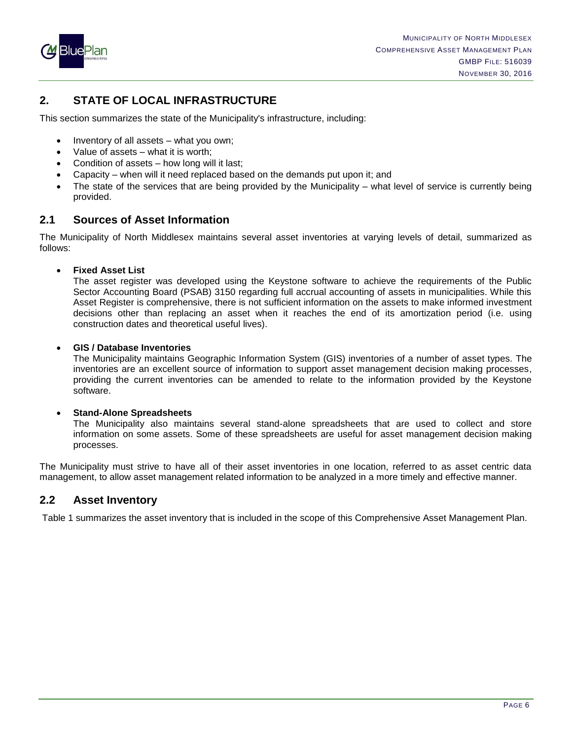## 2. STATE OF LOCAL INFRASTRUCTURE

This section summarizes the state of the Municipality's infrastructure, including:

- Inventory of all assets – what you own;
- Value of assets – what it is worth;
- Condition of assets – how long will it last;
- Capacity – when will it need replaced based on the demands put upon it; and
- The state of the services that are being provided by the Municipality – what level of service is currently being provided.

### 2.1 Sources of Asset Information

The Municipality of North Middlesex maintains several asset inventories at varying levels of detail, summarized as follows:

- **Fixed Asset List**
  The asset register was developed using the Keystone software to achieve the requirements of the Public Sector Accounting Board (PSAB) 3150 regarding full accrual accounting of assets in municipalities. While this Asset Register is comprehensive, there is not sufficient information on the assets to make informed investment decisions other than replacing an asset when it reaches the end of its amortization period (i.e. using construction dates and theoretical useful lives).

- **GIS / Database Inventories**
  The Municipality maintains Geographic Information System (GIS) inventories of a number of asset types. The inventories are an excellent source of information to support asset management decision making processes, providing the current inventories can be amended to relate to the information provided by the Keystone software.

- **Stand-Alone Spreadsheets**
  The Municipality also maintains several stand-alone spreadsheets that are used to collect and store information on some assets. Some of these spreadsheets are useful for asset management decision making processes.

The Municipality must strive to have all of their asset inventories in one location, referred to as asset centric data management, to allow asset management related information to be analyzed in a more timely and effective manner.

### 2.2 Asset Inventory

Table 1 summarizes the asset inventory that is included in the scope of this Comprehensive Asset Management Plan.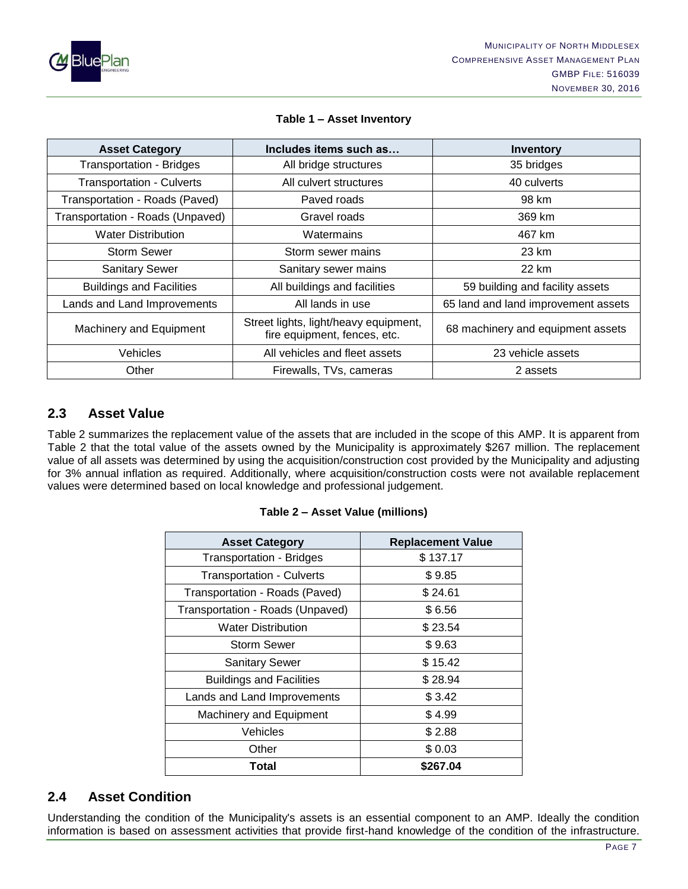**Table 1 – Asset Inventory**

| Asset Category | Includes items such as… | Inventory |
| --- | --- | --- |
| Transportation - Bridges | All bridge structures | 35 bridges |
| Transportation - Culverts | All culvert structures | 40 culverts |
| Transportation - Roads (Paved) | Paved roads | 98 km |
| Transportation - Roads (Unpaved) | Gravel roads | 369 km |
| Water Distribution | Watermains | 467 km |
| Storm Sewer | Storm sewer mains | 23 km |
| Sanitary Sewer | Sanitary sewer mains | 22 km |
| Buildings and Facilities | All buildings and facilities | 59 building and facility assets |
| Lands and Land Improvements | All lands in use | 65 land and land improvement assets |
| Machinery and Equipment | Street lights, light/heavy equipment, fire equipment, fences, etc. | 68 machinery and equipment assets |
| Vehicles | All vehicles and fleet assets | 23 vehicle assets |
| Other | Firewalls, TVs, cameras | 2 assets |

## 2.3 Asset Value

Table 2 summarizes the replacement value of the assets that are included in the scope of this AMP. It is apparent from Table 2 that the total value of the assets owned by the Municipality is approximately $267 million. The replacement value of all assets was determined by using the acquisition/construction cost provided by the Municipality and adjusting for 3% annual inflation as required. Additionally, where acquisition/construction costs were not available replacement values were determined based on local knowledge and professional judgement.

**Table 2 – Asset Value (millions)**

| Asset Category | Replacement Value |
| --- | --- |
| Transportation - Bridges | $ 137.17 |
| Transportation - Culverts | $ 9.85 |
| Transportation - Roads (Paved) | $ 24.61 |
| Transportation - Roads (Unpaved) | $ 6.56 |
| Water Distribution | $ 23.54 |
| Storm Sewer | $ 9.63 |
| Sanitary Sewer | $ 15.42 |
| Buildings and Facilities | $ 28.94 |
| Lands and Land Improvements | $ 3.42 |
| Machinery and Equipment | $ 4.99 |
| Vehicles | $ 2.88 |
| Other | $ 0.03 |
| **Total** | **$267.04** |

## 2.4 Asset Condition

Understanding the condition of the Municipality's assets is an essential component to an AMP. Ideally the condition information is based on assessment activities that provide first-hand knowledge of the condition of the infrastructure.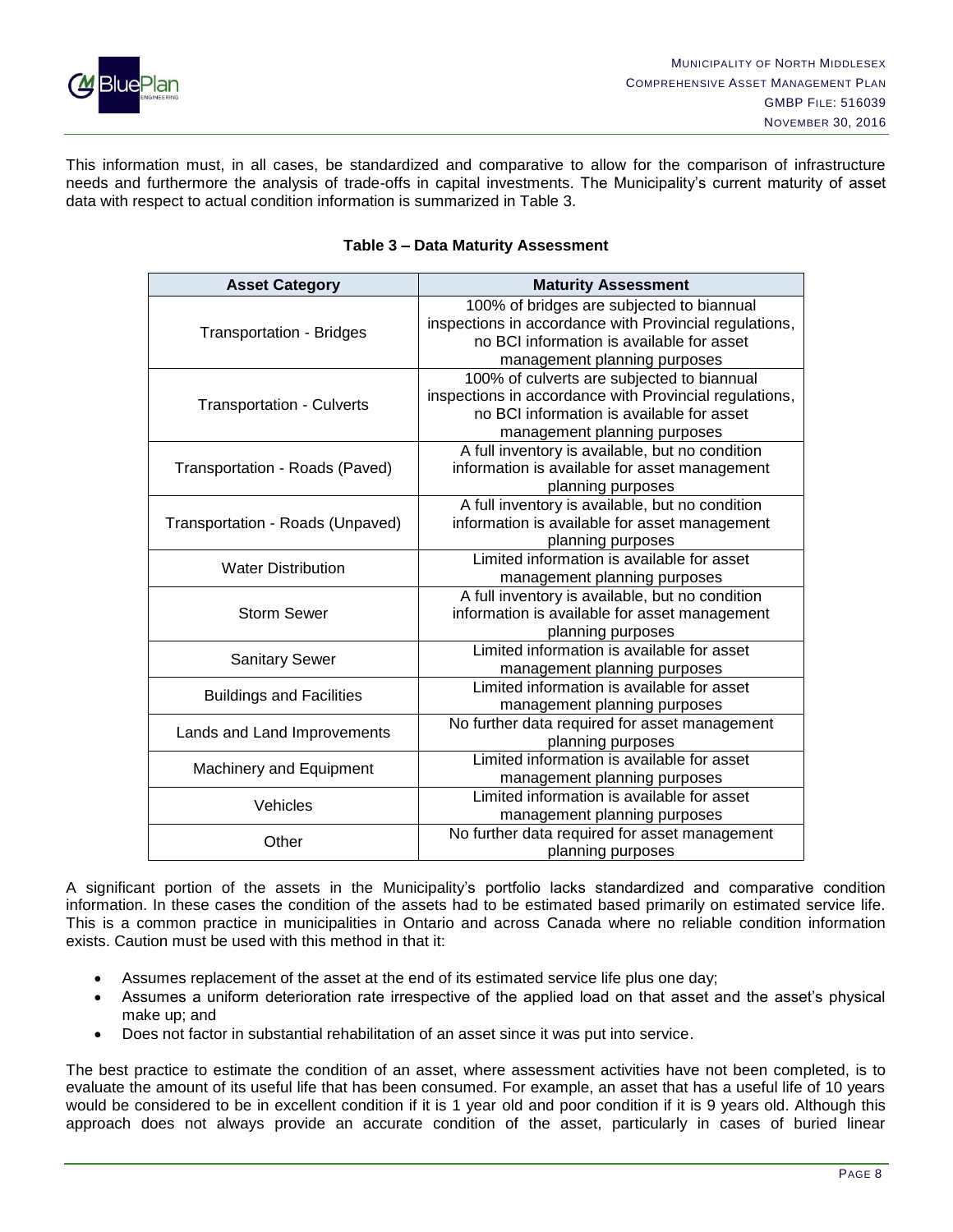This information must, in all cases, be standardized and comparative to allow for the comparison of infrastructure needs and furthermore the analysis of trade-offs in capital investments. The Municipality's current maturity of asset data with respect to actual condition information is summarized in Table 3.

**Table 3 – Data Maturity Assessment**

| Asset Category | Maturity Assessment |
|---|---|
| Transportation - Bridges | 100% of bridges are subjected to biannual inspections in accordance with Provincial regulations, no BCI information is available for asset management planning purposes |
| Transportation - Culverts | 100% of culverts are subjected to biannual inspections in accordance with Provincial regulations, no BCI information is available for asset management planning purposes |
| Transportation - Roads (Paved) | A full inventory is available, but no condition information is available for asset management planning purposes |
| Transportation - Roads (Unpaved) | A full inventory is available, but no condition information is available for asset management planning purposes |
| Water Distribution | Limited information is available for asset management planning purposes |
| Storm Sewer | A full inventory is available, but no condition information is available for asset management planning purposes |
| Sanitary Sewer | Limited information is available for asset management planning purposes |
| Buildings and Facilities | Limited information is available for asset management planning purposes |
| Lands and Land Improvements | No further data required for asset management planning purposes |
| Machinery and Equipment | Limited information is available for asset management planning purposes |
| Vehicles | Limited information is available for asset management planning purposes |
| Other | No further data required for asset management planning purposes |

A significant portion of the assets in the Municipality's portfolio lacks standardized and comparative condition information. In these cases the condition of the assets had to be estimated based primarily on estimated service life. This is a common practice in municipalities in Ontario and across Canada where no reliable condition information exists. Caution must be used with this method in that it:

- Assumes replacement of the asset at the end of its estimated service life plus one day;
- Assumes a uniform deterioration rate irrespective of the applied load on that asset and the asset's physical make up; and
- Does not factor in substantial rehabilitation of an asset since it was put into service.

The best practice to estimate the condition of an asset, where assessment activities have not been completed, is to evaluate the amount of its useful life that has been consumed. For example, an asset that has a useful life of 10 years would be considered to be in excellent condition if it is 1 year old and poor condition if it is 9 years old. Although this approach does not always provide an accurate condition of the asset, particularly in cases of buried linear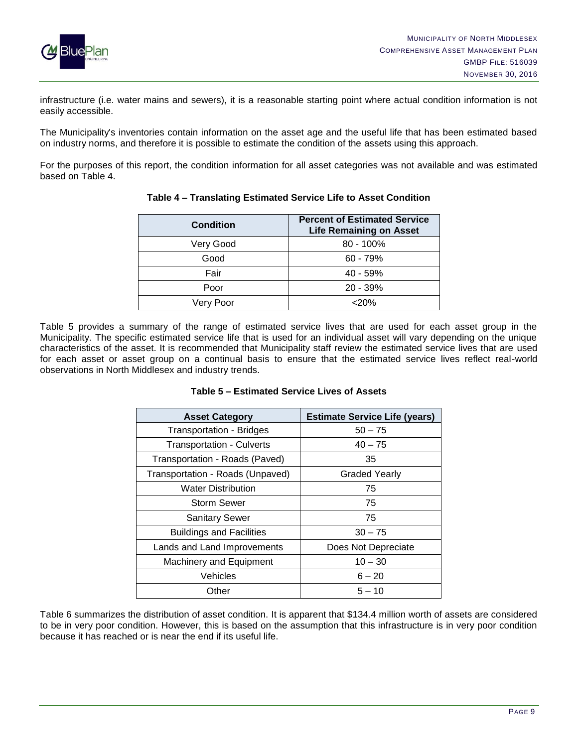infrastructure (i.e. water mains and sewers), it is a reasonable starting point where actual condition information is not easily accessible.

The Municipality's inventories contain information on the asset age and the useful life that has been estimated based on industry norms, and therefore it is possible to estimate the condition of the assets using this approach.

For the purposes of this report, the condition information for all asset categories was not available and was estimated based on Table 4.

**Table 4 – Translating Estimated Service Life to Asset Condition**

| Condition | Percent of Estimated Service Life Remaining on Asset |
|---|---|
| Very Good | 80 - 100% |
| Good | 60 - 79% |
| Fair | 40 - 59% |
| Poor | 20 - 39% |
| Very Poor | <20% |

Table 5 provides a summary of the range of estimated service lives that are used for each asset group in the Municipality. The specific estimated service life that is used for an individual asset will vary depending on the unique characteristics of the asset. It is recommended that Municipality staff review the estimated service lives that are used for each asset or asset group on a continual basis to ensure that the estimated service lives reflect real-world observations in North Middlesex and industry trends.

**Table 5 – Estimated Service Lives of Assets**

| Asset Category | Estimate Service Life (years) |
|---|---|
| Transportation - Bridges | 50 – 75 |
| Transportation - Culverts | 40 – 75 |
| Transportation - Roads (Paved) | 35 |
| Transportation - Roads (Unpaved) | Graded Yearly |
| Water Distribution | 75 |
| Storm Sewer | 75 |
| Sanitary Sewer | 75 |
| Buildings and Facilities | 30 – 75 |
| Lands and Land Improvements | Does Not Depreciate |
| Machinery and Equipment | 10 – 30 |
| Vehicles | 6 – 20 |
| Other | 5 – 10 |

Table 6 summarizes the distribution of asset condition. It is apparent that $134.4 million worth of assets are considered to be in very poor condition. However, this is based on the assumption that this infrastructure is in very poor condition because it has reached or is near the end if its useful life.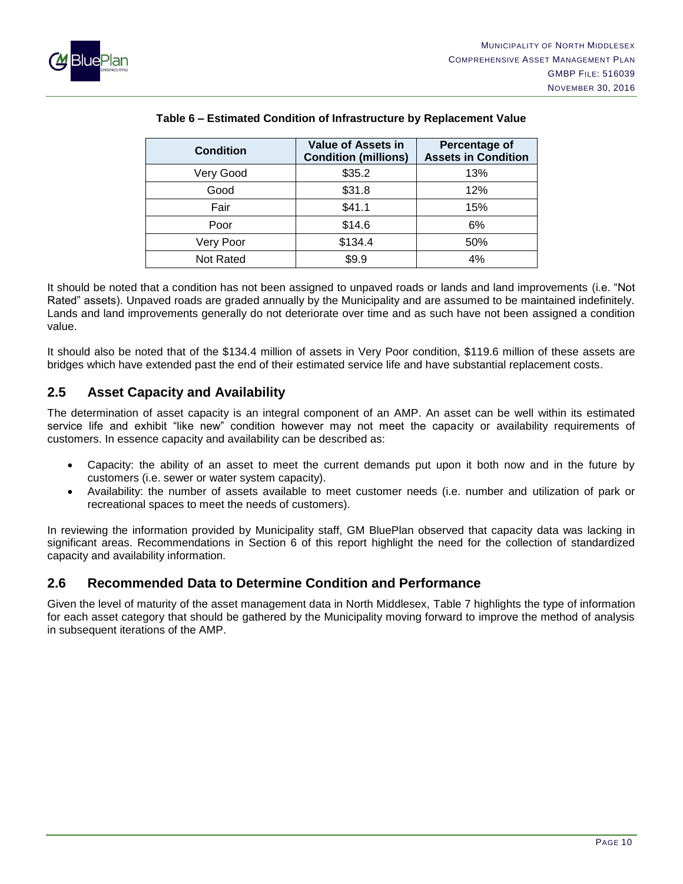**Table 6 – Estimated Condition of Infrastructure by Replacement Value**

| Condition | Value of Assets in Condition (millions) | Percentage of Assets in Condition |
| --- | --- | --- |
| Very Good | $35.2 | 13% |
| Good | $31.8 | 12% |
| Fair | $41.1 | 15% |
| Poor | $14.6 | 6% |
| Very Poor | $134.4 | 50% |
| Not Rated | $9.9 | 4% |

It should be noted that a condition has not been assigned to unpaved roads or lands and land improvements (i.e. "Not Rated" assets). Unpaved roads are graded annually by the Municipality and are assumed to be maintained indefinitely. Lands and land improvements generally do not deteriorate over time and as such have not been assigned a condition value.

It should also be noted that of the $134.4 million of assets in Very Poor condition, $119.6 million of these assets are bridges which have extended past the end of their estimated service life and have substantial replacement costs.

## 2.5 Asset Capacity and Availability

The determination of asset capacity is an integral component of an AMP. An asset can be well within its estimated service life and exhibit "like new" condition however may not meet the capacity or availability requirements of customers. In essence capacity and availability can be described as:

- Capacity: the ability of an asset to meet the current demands put upon it both now and in the future by customers (i.e. sewer or water system capacity).
- Availability: the number of assets available to meet customer needs (i.e. number and utilization of park or recreational spaces to meet the needs of customers).

In reviewing the information provided by Municipality staff, GM BluePlan observed that capacity data was lacking in significant areas. Recommendations in Section 6 of this report highlight the need for the collection of standardized capacity and availability information.

## 2.6 Recommended Data to Determine Condition and Performance

Given the level of maturity of the asset management data in North Middlesex, Table 7 highlights the type of information for each asset category that should be gathered by the Municipality moving forward to improve the method of analysis in subsequent iterations of the AMP.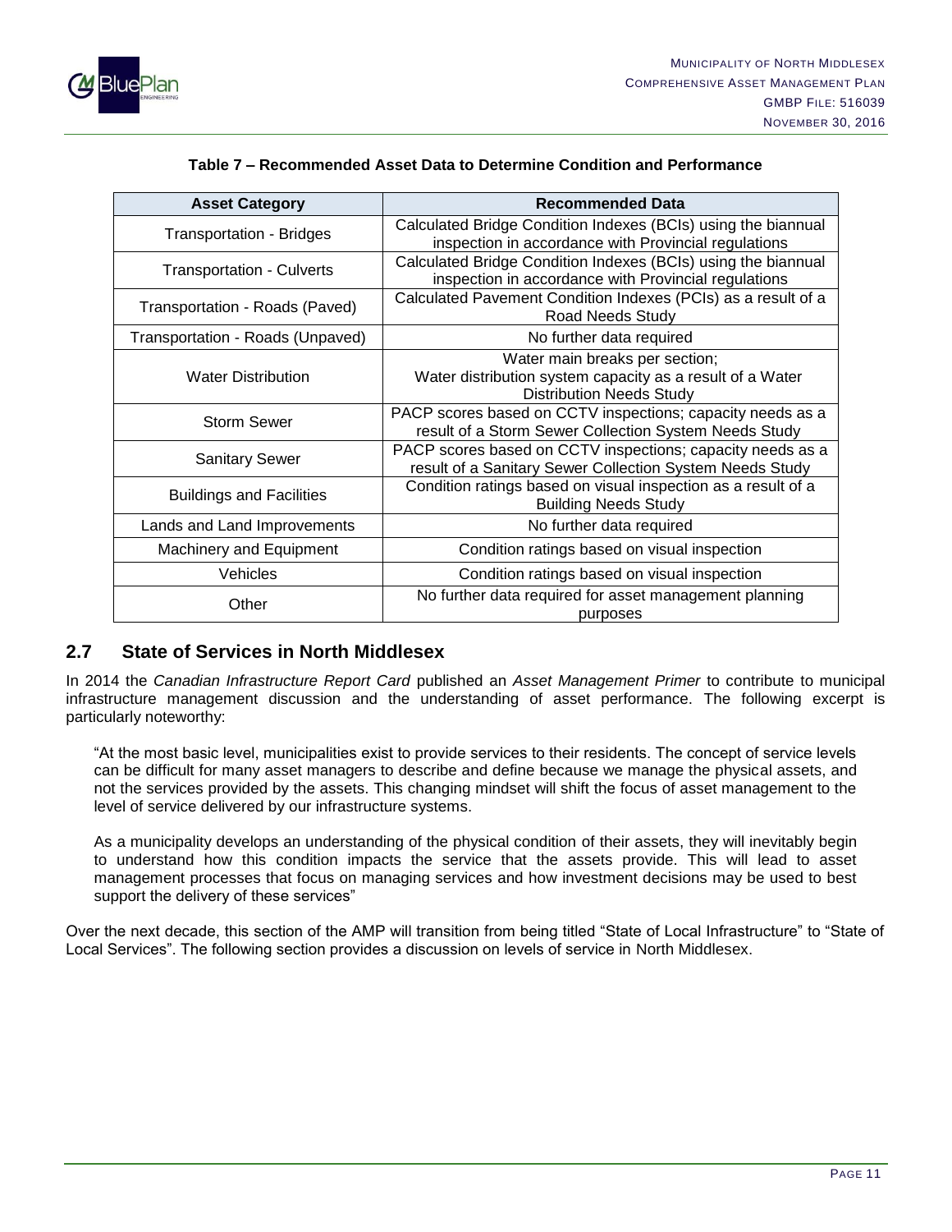**Table 7 – Recommended Asset Data to Determine Condition and Performance**

| Asset Category | Recommended Data |
|---|---|
| Transportation - Bridges | Calculated Bridge Condition Indexes (BCIs) using the biannual inspection in accordance with Provincial regulations |
| Transportation - Culverts | Calculated Bridge Condition Indexes (BCIs) using the biannual inspection in accordance with Provincial regulations |
| Transportation - Roads (Paved) | Calculated Pavement Condition Indexes (PCIs) as a result of a Road Needs Study |
| Transportation - Roads (Unpaved) | No further data required |
| Water Distribution | Water main breaks per section; Water distribution system capacity as a result of a Water Distribution Needs Study |
| Storm Sewer | PACP scores based on CCTV inspections; capacity needs as a result of a Storm Sewer Collection System Needs Study |
| Sanitary Sewer | PACP scores based on CCTV inspections; capacity needs as a result of a Sanitary Sewer Collection System Needs Study |
| Buildings and Facilities | Condition ratings based on visual inspection as a result of a Building Needs Study |
| Lands and Land Improvements | No further data required |
| Machinery and Equipment | Condition ratings based on visual inspection |
| Vehicles | Condition ratings based on visual inspection |
| Other | No further data required for asset management planning purposes |

## 2.7 State of Services in North Middlesex

In 2014 the *Canadian Infrastructure Report Card* published an *Asset Management Primer* to contribute to municipal infrastructure management discussion and the understanding of asset performance. The following excerpt is particularly noteworthy:

> "At the most basic level, municipalities exist to provide services to their residents. The concept of service levels can be difficult for many asset managers to describe and define because we manage the physical assets, and not the services provided by the assets. This changing mindset will shift the focus of asset management to the level of service delivered by our infrastructure systems.
>
> As a municipality develops an understanding of the physical condition of their assets, they will inevitably begin to understand how this condition impacts the service that the assets provide. This will lead to asset management processes that focus on managing services and how investment decisions may be used to best support the delivery of these services"

Over the next decade, this section of the AMP will transition from being titled "State of Local Infrastructure" to "State of Local Services". The following section provides a discussion on levels of service in North Middlesex.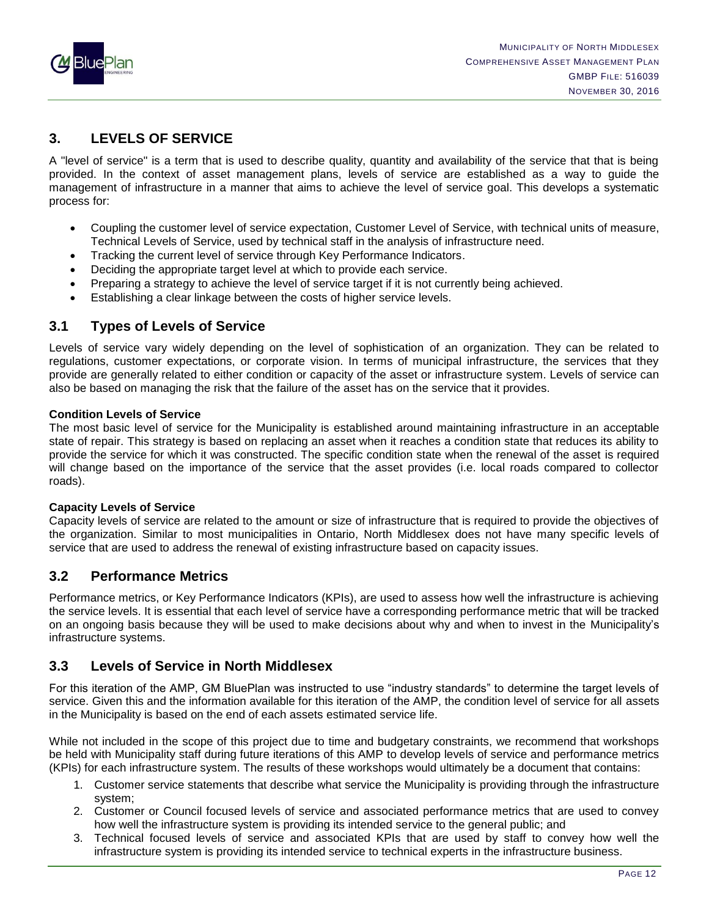# 3. LEVELS OF SERVICE

A "level of service" is a term that is used to describe quality, quantity and availability of the service that that is being provided. In the context of asset management plans, levels of service are established as a way to guide the management of infrastructure in a manner that aims to achieve the level of service goal. This develops a systematic process for:

- Coupling the customer level of service expectation, Customer Level of Service, with technical units of measure, Technical Levels of Service, used by technical staff in the analysis of infrastructure need.
- Tracking the current level of service through Key Performance Indicators.
- Deciding the appropriate target level at which to provide each service.
- Preparing a strategy to achieve the level of service target if it is not currently being achieved.
- Establishing a clear linkage between the costs of higher service levels.

## 3.1 Types of Levels of Service

Levels of service vary widely depending on the level of sophistication of an organization. They can be related to regulations, customer expectations, or corporate vision. In terms of municipal infrastructure, the services that they provide are generally related to either condition or capacity of the asset or infrastructure system. Levels of service can also be based on managing the risk that the failure of the asset has on the service that it provides.

**Condition Levels of Service**

The most basic level of service for the Municipality is established around maintaining infrastructure in an acceptable state of repair. This strategy is based on replacing an asset when it reaches a condition state that reduces its ability to provide the service for which it was constructed. The specific condition state when the renewal of the asset is required will change based on the importance of the service that the asset provides (i.e. local roads compared to collector roads).

**Capacity Levels of Service**

Capacity levels of service are related to the amount or size of infrastructure that is required to provide the objectives of the organization. Similar to most municipalities in Ontario, North Middlesex does not have many specific levels of service that are used to address the renewal of existing infrastructure based on capacity issues.

## 3.2 Performance Metrics

Performance metrics, or Key Performance Indicators (KPIs), are used to assess how well the infrastructure is achieving the service levels. It is essential that each level of service have a corresponding performance metric that will be tracked on an ongoing basis because they will be used to make decisions about why and when to invest in the Municipality's infrastructure systems.

## 3.3 Levels of Service in North Middlesex

For this iteration of the AMP, GM BluePlan was instructed to use "industry standards" to determine the target levels of service. Given this and the information available for this iteration of the AMP, the condition level of service for all assets in the Municipality is based on the end of each assets estimated service life.

While not included in the scope of this project due to time and budgetary constraints, we recommend that workshops be held with Municipality staff during future iterations of this AMP to develop levels of service and performance metrics (KPIs) for each infrastructure system. The results of these workshops would ultimately be a document that contains:

1. Customer service statements that describe what service the Municipality is providing through the infrastructure system;
2. Customer or Council focused levels of service and associated performance metrics that are used to convey how well the infrastructure system is providing its intended service to the general public; and
3. Technical focused levels of service and associated KPIs that are used by staff to convey how well the infrastructure system is providing its intended service to technical experts in the infrastructure business.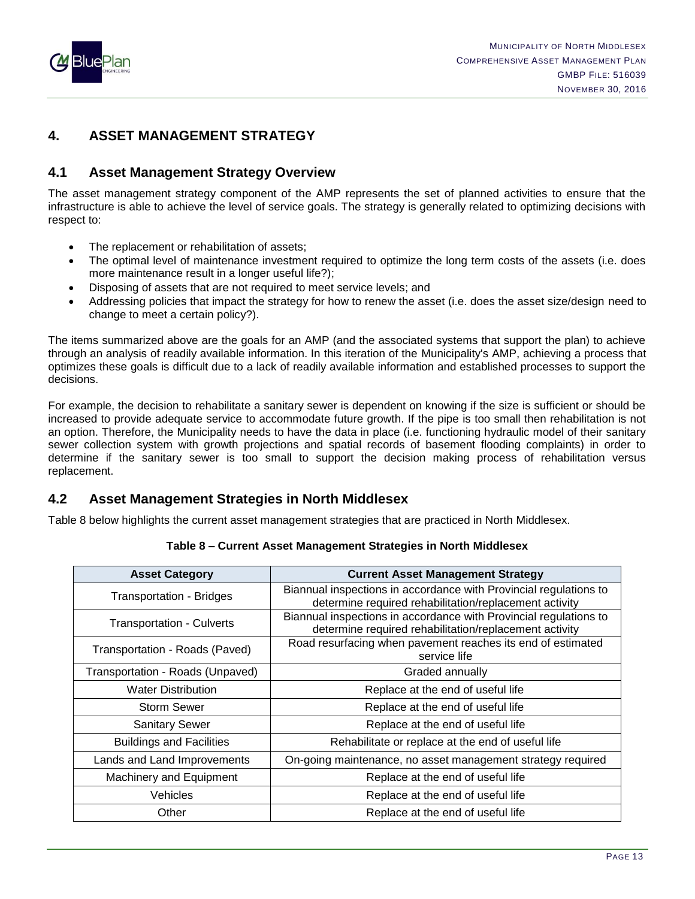## 4. ASSET MANAGEMENT STRATEGY

### 4.1 Asset Management Strategy Overview

The asset management strategy component of the AMP represents the set of planned activities to ensure that the infrastructure is able to achieve the level of service goals. The strategy is generally related to optimizing decisions with respect to:

- The replacement or rehabilitation of assets;
- The optimal level of maintenance investment required to optimize the long term costs of the assets (i.e. does more maintenance result in a longer useful life?);
- Disposing of assets that are not required to meet service levels; and
- Addressing policies that impact the strategy for how to renew the asset (i.e. does the asset size/design need to change to meet a certain policy?).

The items summarized above are the goals for an AMP (and the associated systems that support the plan) to achieve through an analysis of readily available information. In this iteration of the Municipality's AMP, achieving a process that optimizes these goals is difficult due to a lack of readily available information and established processes to support the decisions.

For example, the decision to rehabilitate a sanitary sewer is dependent on knowing if the size is sufficient or should be increased to provide adequate service to accommodate future growth. If the pipe is too small then rehabilitation is not an option. Therefore, the Municipality needs to have the data in place (i.e. functioning hydraulic model of their sanitary sewer collection system with growth projections and spatial records of basement flooding complaints) in order to determine if the sanitary sewer is too small to support the decision making process of rehabilitation versus replacement.

### 4.2 Asset Management Strategies in North Middlesex

Table 8 below highlights the current asset management strategies that are practiced in North Middlesex.

**Table 8 – Current Asset Management Strategies in North Middlesex**

| Asset Category | Current Asset Management Strategy |
|---|---|
| Transportation - Bridges | Biannual inspections in accordance with Provincial regulations to determine required rehabilitation/replacement activity |
| Transportation - Culverts | Biannual inspections in accordance with Provincial regulations to determine required rehabilitation/replacement activity |
| Transportation - Roads (Paved) | Road resurfacing when pavement reaches its end of estimated service life |
| Transportation - Roads (Unpaved) | Graded annually |
| Water Distribution | Replace at the end of useful life |
| Storm Sewer | Replace at the end of useful life |
| Sanitary Sewer | Replace at the end of useful life |
| Buildings and Facilities | Rehabilitate or replace at the end of useful life |
| Lands and Land Improvements | On-going maintenance, no asset management strategy required |
| Machinery and Equipment | Replace at the end of useful life |
| Vehicles | Replace at the end of useful life |
| Other | Replace at the end of useful life |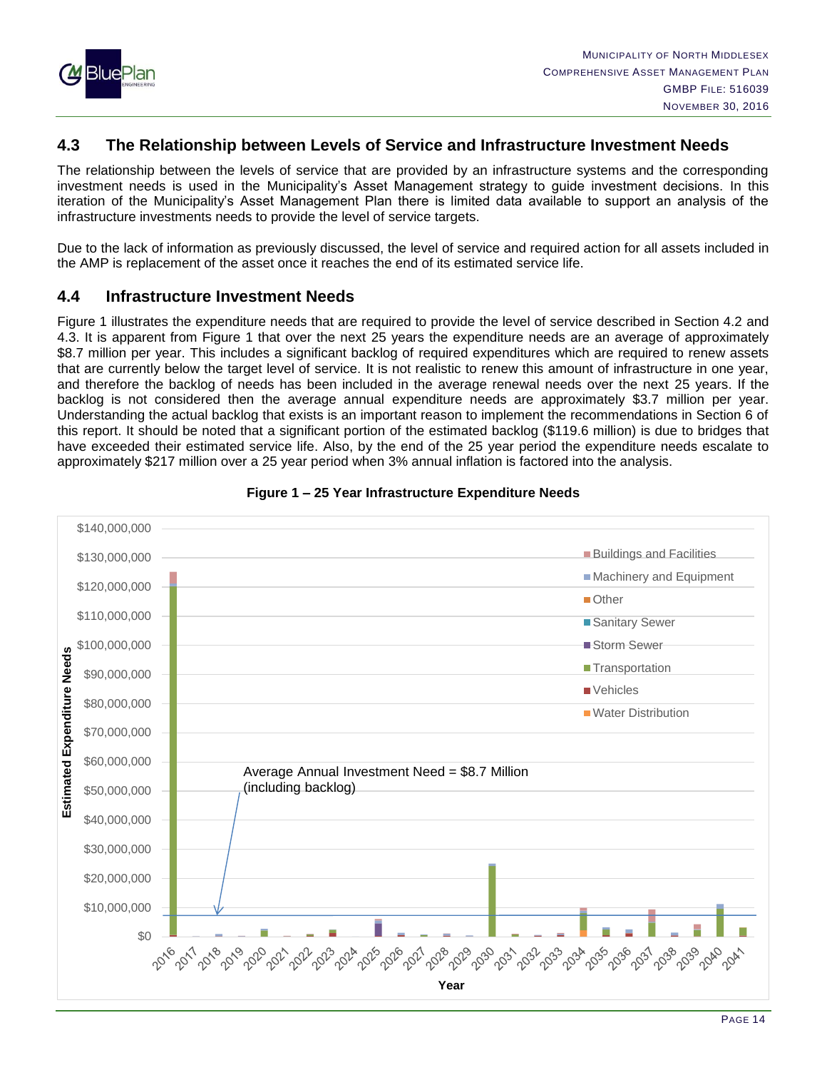## 4.3 The Relationship between Levels of Service and Infrastructure Investment Needs

The relationship between the levels of service that are provided by an infrastructure systems and the corresponding investment needs is used in the Municipality's Asset Management strategy to guide investment decisions. In this iteration of the Municipality's Asset Management Plan there is limited data available to support an analysis of the infrastructure investments needs to provide the level of service targets.

Due to the lack of information as previously discussed, the level of service and required action for all assets included in the AMP is replacement of the asset once it reaches the end of its estimated service life.

## 4.4 Infrastructure Investment Needs

Figure 1 illustrates the expenditure needs that are required to provide the level of service described in Section 4.2 and 4.3. It is apparent from Figure 1 that over the next 25 years the expenditure needs are an average of approximately $8.7 million per year. This includes a significant backlog of required expenditures which are required to renew assets that are currently below the target level of service. It is not realistic to renew this amount of infrastructure in one year, and therefore the backlog of needs has been included in the average renewal needs over the next 25 years. If the backlog is not considered then the average annual expenditure needs are approximately $3.7 million per year. Understanding the actual backlog that exists is an important reason to implement the recommendations in Section 6 of this report. It should be noted that a significant portion of the estimated backlog ($119.6 million) is due to bridges that have exceeded their estimated service life. Also, by the end of the 25 year period the expenditure needs escalate to approximately $217 million over a 25 year period when 3% annual inflation is factored into the analysis.

**Figure 1 – 25 Year Infrastructure Expenditure Needs**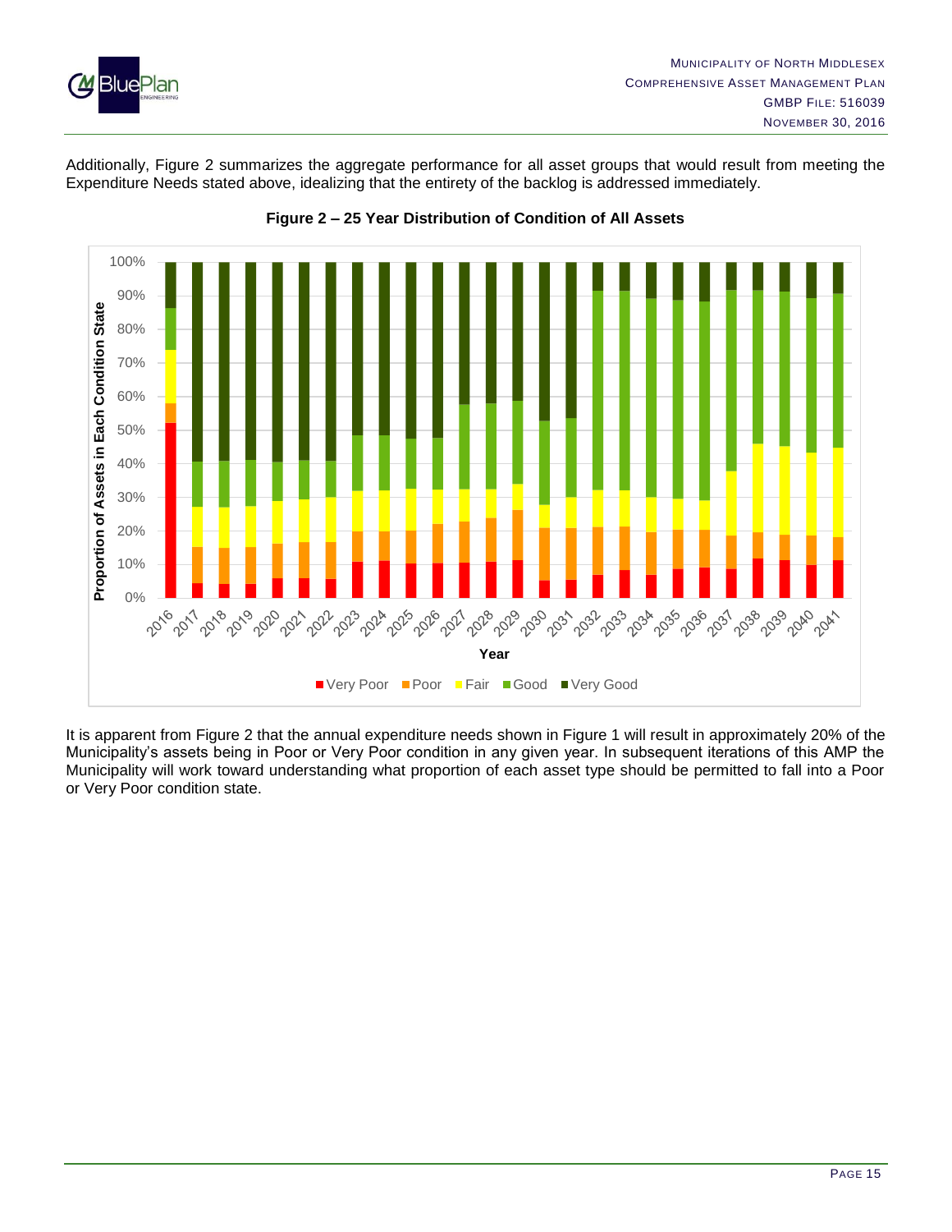Additionally, Figure 2 summarizes the aggregate performance for all asset groups that would result from meeting the Expenditure Needs stated above, idealizing that the entirety of the backlog is addressed immediately.

**Figure 2 – 25 Year Distribution of Condition of All Assets**

It is apparent from Figure 2 that the annual expenditure needs shown in Figure 1 will result in approximately 20% of the Municipality's assets being in Poor or Very Poor condition in any given year. In subsequent iterations of this AMP the Municipality will work toward understanding what proportion of each asset type should be permitted to fall into a Poor or Very Poor condition state.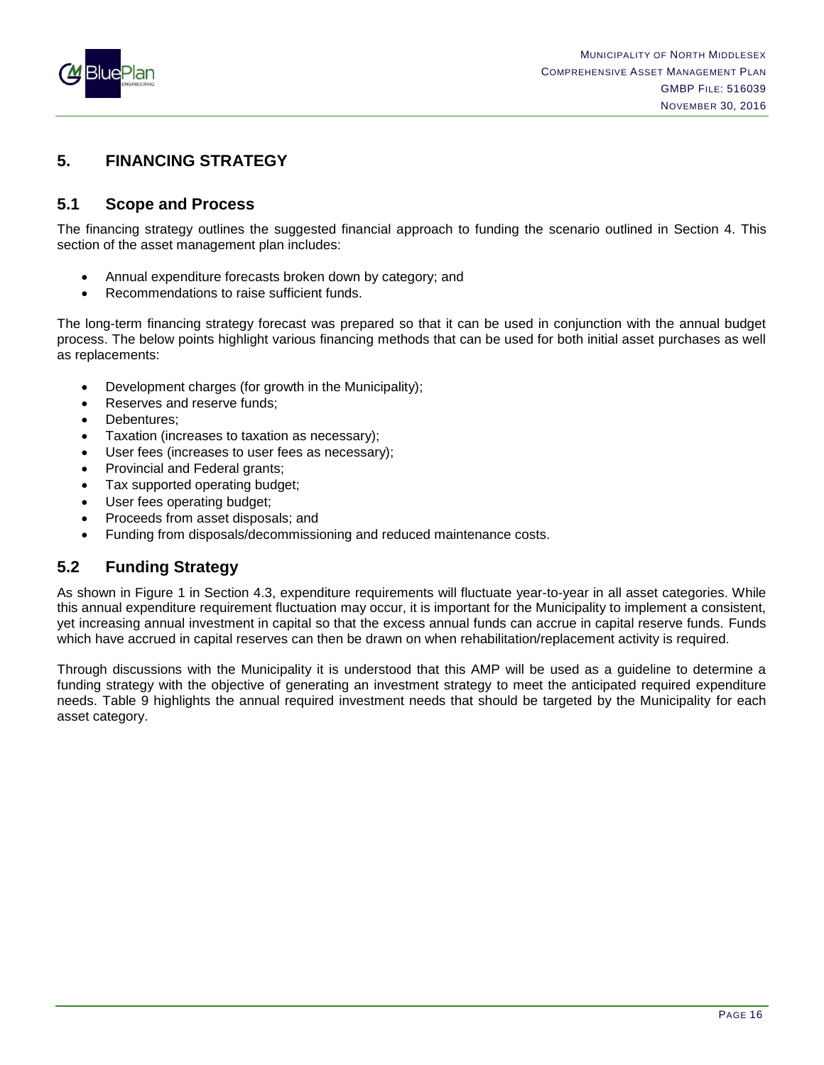# 5. FINANCING STRATEGY

## 5.1 Scope and Process

The financing strategy outlines the suggested financial approach to funding the scenario outlined in Section 4. This section of the asset management plan includes:

- Annual expenditure forecasts broken down by category; and
- Recommendations to raise sufficient funds.

The long-term financing strategy forecast was prepared so that it can be used in conjunction with the annual budget process. The below points highlight various financing methods that can be used for both initial asset purchases as well as replacements:

- Development charges (for growth in the Municipality);
- Reserves and reserve funds;
- Debentures;
- Taxation (increases to taxation as necessary);
- User fees (increases to user fees as necessary);
- Provincial and Federal grants;
- Tax supported operating budget;
- User fees operating budget;
- Proceeds from asset disposals; and
- Funding from disposals/decommissioning and reduced maintenance costs.

## 5.2 Funding Strategy

As shown in Figure 1 in Section 4.3, expenditure requirements will fluctuate year-to-year in all asset categories. While this annual expenditure requirement fluctuation may occur, it is important for the Municipality to implement a consistent, yet increasing annual investment in capital so that the excess annual funds can accrue in capital reserve funds. Funds which have accrued in capital reserves can then be drawn on when rehabilitation/replacement activity is required.

Through discussions with the Municipality it is understood that this AMP will be used as a guideline to determine a funding strategy with the objective of generating an investment strategy to meet the anticipated required expenditure needs. Table 9 highlights the annual required investment needs that should be targeted by the Municipality for each asset category.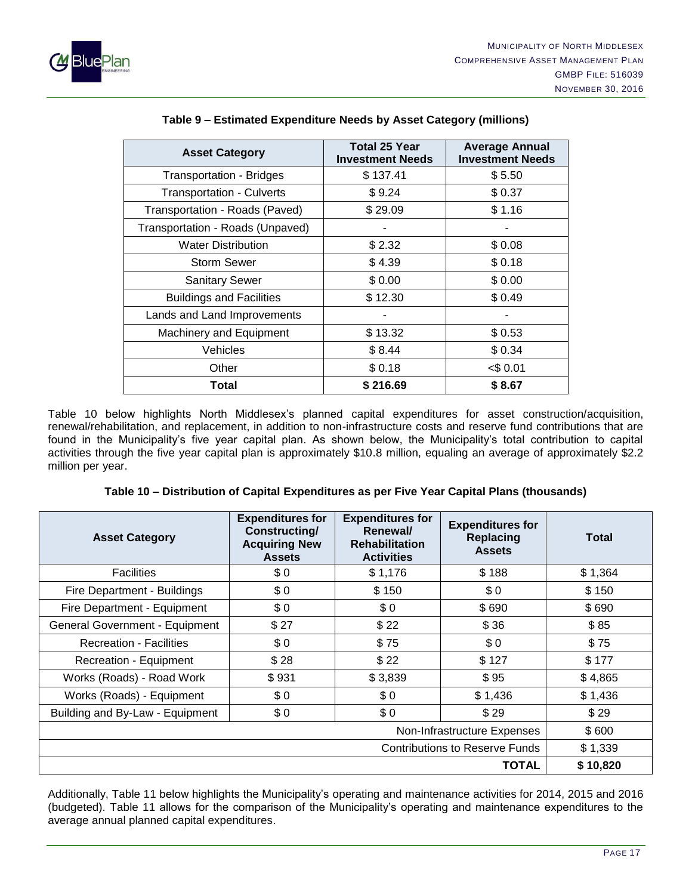**Table 9 – Estimated Expenditure Needs by Asset Category (millions)**

| Asset Category | Total 25 Year Investment Needs | Average Annual Investment Needs |
|---|---|---|
| Transportation - Bridges | $ 137.41 | $ 5.50 |
| Transportation - Culverts | $ 9.24 | $ 0.37 |
| Transportation - Roads (Paved) | $ 29.09 | $ 1.16 |
| Transportation - Roads (Unpaved) | - | - |
| Water Distribution | $ 2.32 | $ 0.08 |
| Storm Sewer | $ 4.39 | $ 0.18 |
| Sanitary Sewer | $ 0.00 | $ 0.00 |
| Buildings and Facilities | $ 12.30 | $ 0.49 |
| Lands and Land Improvements | - | - |
| Machinery and Equipment | $ 13.32 | $ 0.53 |
| Vehicles | $ 8.44 | $ 0.34 |
| Other | $ 0.18 | <$ 0.01 |
| **Total** | **$ 216.69** | **$ 8.67** |

Table 10 below highlights North Middlesex's planned capital expenditures for asset construction/acquisition, renewal/rehabilitation, and replacement, in addition to non-infrastructure costs and reserve fund contributions that are found in the Municipality's five year capital plan. As shown below, the Municipality's total contribution to capital activities through the five year capital plan is approximately $10.8 million, equaling an average of approximately $2.2 million per year.

**Table 10 – Distribution of Capital Expenditures as per Five Year Capital Plans (thousands)**

| Asset Category | Expenditures for Constructing/ Acquiring New Assets | Expenditures for Renewal/ Rehabilitation Activities | Expenditures for Replacing Assets | Total |
|---|---|---|---|---|
| Facilities | $ 0 | $ 1,176 | $ 188 | $ 1,364 |
| Fire Department - Buildings | $ 0 | $ 150 | $ 0 | $ 150 |
| Fire Department - Equipment | $ 0 | $ 0 | $ 690 | $ 690 |
| General Government - Equipment | $ 27 | $ 22 | $ 36 | $ 85 |
| Recreation - Facilities | $ 0 | $ 75 | $ 0 | $ 75 |
| Recreation - Equipment | $ 28 | $ 22 | $ 127 | $ 177 |
| Works (Roads) - Road Work | $ 931 | $ 3,839 | $ 95 | $ 4,865 |
| Works (Roads) - Equipment | $ 0 | $ 0 | $ 1,436 | $ 1,436 |
| Building and By-Law - Equipment | $ 0 | $ 0 | $ 29 | $ 29 |
| | | | Non-Infrastructure Expenses | $ 600 |
| | | | Contributions to Reserve Funds | $ 1,339 |
| | | | **TOTAL** | **$ 10,820** |

Additionally, Table 11 below highlights the Municipality's operating and maintenance activities for 2014, 2015 and 2016 (budgeted). Table 11 allows for the comparison of the Municipality's operating and maintenance expenditures to the average annual planned capital expenditures.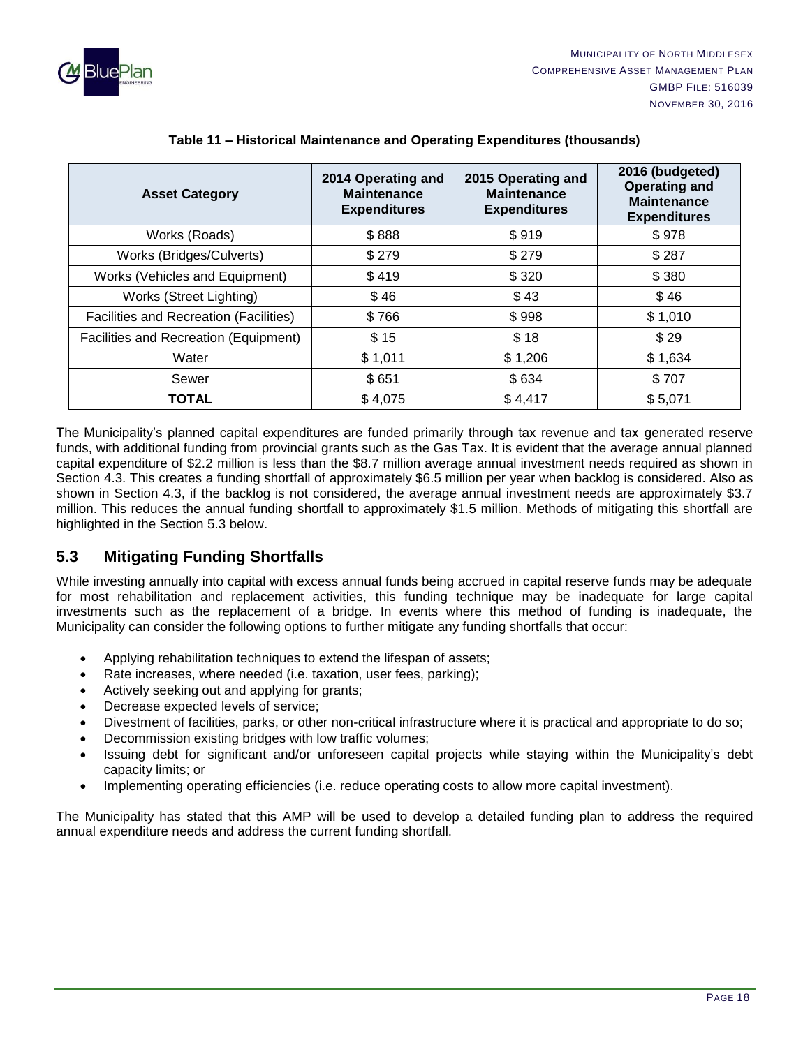**Table 11 – Historical Maintenance and Operating Expenditures (thousands)**

| Asset Category | 2014 Operating and Maintenance Expenditures | 2015 Operating and Maintenance Expenditures | 2016 (budgeted) Operating and Maintenance Expenditures |
|---|---|---|---|
| Works (Roads) | $ 888 | $ 919 | $ 978 |
| Works (Bridges/Culverts) | $ 279 | $ 279 | $ 287 |
| Works (Vehicles and Equipment) | $ 419 | $ 320 | $ 380 |
| Works (Street Lighting) | $ 46 | $ 43 | $ 46 |
| Facilities and Recreation (Facilities) | $ 766 | $ 998 | $ 1,010 |
| Facilities and Recreation (Equipment) | $ 15 | $ 18 | $ 29 |
| Water | $ 1,011 | $ 1,206 | $ 1,634 |
| Sewer | $ 651 | $ 634 | $ 707 |
| **TOTAL** | $ 4,075 | $ 4,417 | $ 5,071 |

The Municipality's planned capital expenditures are funded primarily through tax revenue and tax generated reserve funds, with additional funding from provincial grants such as the Gas Tax. It is evident that the average annual planned capital expenditure of $2.2 million is less than the $8.7 million average annual investment needs required as shown in Section 4.3. This creates a funding shortfall of approximately $6.5 million per year when backlog is considered. Also as shown in Section 4.3, if the backlog is not considered, the average annual investment needs are approximately $3.7 million. This reduces the annual funding shortfall to approximately $1.5 million. Methods of mitigating this shortfall are highlighted in the Section 5.3 below.

## 5.3 Mitigating Funding Shortfalls

While investing annually into capital with excess annual funds being accrued in capital reserve funds may be adequate for most rehabilitation and replacement activities, this funding technique may be inadequate for large capital investments such as the replacement of a bridge. In events where this method of funding is inadequate, the Municipality can consider the following options to further mitigate any funding shortfalls that occur:

- Applying rehabilitation techniques to extend the lifespan of assets;
- Rate increases, where needed (i.e. taxation, user fees, parking);
- Actively seeking out and applying for grants;
- Decrease expected levels of service;
- Divestment of facilities, parks, or other non-critical infrastructure where it is practical and appropriate to do so;
- Decommission existing bridges with low traffic volumes;
- Issuing debt for significant and/or unforeseen capital projects while staying within the Municipality's debt capacity limits; or
- Implementing operating efficiencies (i.e. reduce operating costs to allow more capital investment).

The Municipality has stated that this AMP will be used to develop a detailed funding plan to address the required annual expenditure needs and address the current funding shortfall.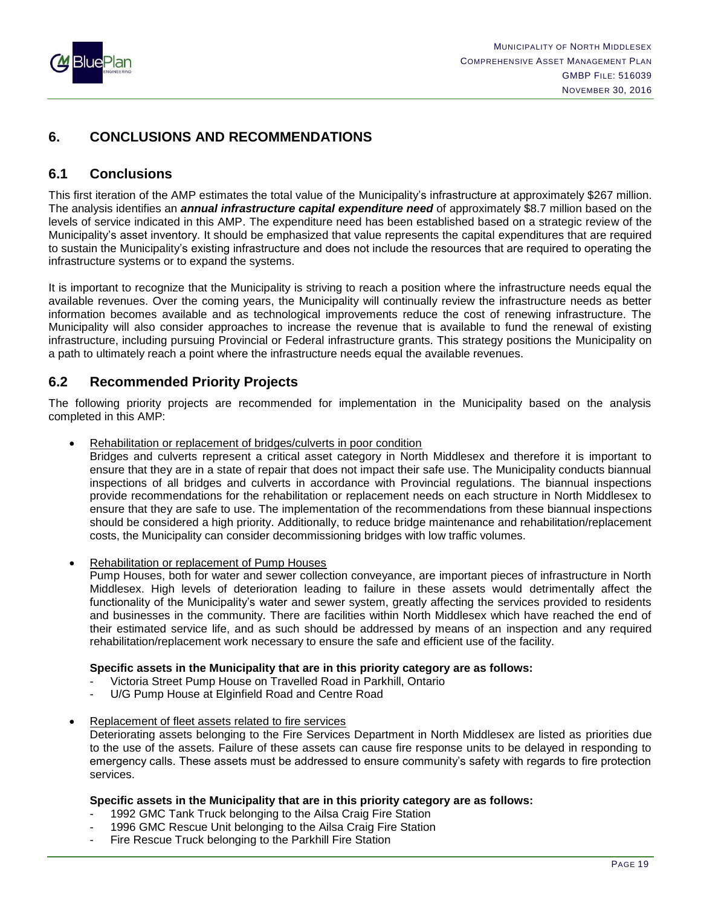# 6. CONCLUSIONS AND RECOMMENDATIONS

## 6.1 Conclusions

This first iteration of the AMP estimates the total value of the Municipality's infrastructure at approximately $267 million. The analysis identifies an ***annual infrastructure capital expenditure need*** of approximately $8.7 million based on the levels of service indicated in this AMP. The expenditure need has been established based on a strategic review of the Municipality's asset inventory. It should be emphasized that value represents the capital expenditures that are required to sustain the Municipality's existing infrastructure and does not include the resources that are required to operating the infrastructure systems or to expand the systems.

It is important to recognize that the Municipality is striving to reach a position where the infrastructure needs equal the available revenues. Over the coming years, the Municipality will continually review the infrastructure needs as better information becomes available and as technological improvements reduce the cost of renewing infrastructure. The Municipality will also consider approaches to increase the revenue that is available to fund the renewal of existing infrastructure, including pursuing Provincial or Federal infrastructure grants. This strategy positions the Municipality on a path to ultimately reach a point where the infrastructure needs equal the available revenues.

## 6.2 Recommended Priority Projects

The following priority projects are recommended for implementation in the Municipality based on the analysis completed in this AMP:

- Rehabilitation or replacement of bridges/culverts in poor condition

  Bridges and culverts represent a critical asset category in North Middlesex and therefore it is important to ensure that they are in a state of repair that does not impact their safe use. The Municipality conducts biannual inspections of all bridges and culverts in accordance with Provincial regulations. The biannual inspections provide recommendations for the rehabilitation or replacement needs on each structure in North Middlesex to ensure that they are safe to use. The implementation of the recommendations from these biannual inspections should be considered a high priority. Additionally, to reduce bridge maintenance and rehabilitation/replacement costs, the Municipality can consider decommissioning bridges with low traffic volumes.

- Rehabilitation or replacement of Pump Houses

  Pump Houses, both for water and sewer collection conveyance, are important pieces of infrastructure in North Middlesex. High levels of deterioration leading to failure in these assets would detrimentally affect the functionality of the Municipality's water and sewer system, greatly affecting the services provided to residents and businesses in the community. There are facilities within North Middlesex which have reached the end of their estimated service life, and as such should be addressed by means of an inspection and any required rehabilitation/replacement work necessary to ensure the safe and efficient use of the facility.

  **Specific assets in the Municipality that are in this priority category are as follows:**

  - Victoria Street Pump House on Travelled Road in Parkhill, Ontario
  - U/G Pump House at Elginfield Road and Centre Road

- Replacement of fleet assets related to fire services

  Deteriorating assets belonging to the Fire Services Department in North Middlesex are listed as priorities due to the use of the assets. Failure of these assets can cause fire response units to be delayed in responding to emergency calls. These assets must be addressed to ensure community's safety with regards to fire protection services.

  **Specific assets in the Municipality that are in this priority category are as follows:**

  - 1992 GMC Tank Truck belonging to the Ailsa Craig Fire Station
  - 1996 GMC Rescue Unit belonging to the Ailsa Craig Fire Station
  - Fire Rescue Truck belonging to the Parkhill Fire Station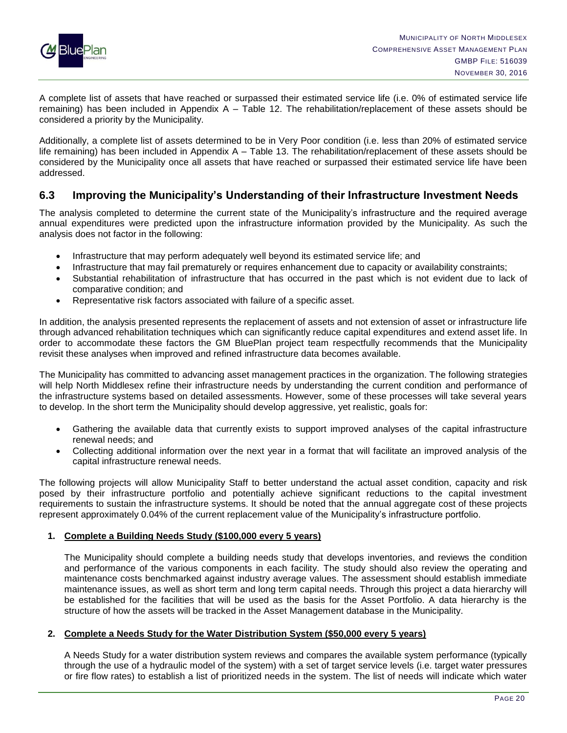A complete list of assets that have reached or surpassed their estimated service life (i.e. 0% of estimated service life remaining) has been included in Appendix A – Table 12. The rehabilitation/replacement of these assets should be considered a priority by the Municipality.

Additionally, a complete list of assets determined to be in Very Poor condition (i.e. less than 20% of estimated service life remaining) has been included in Appendix A – Table 13. The rehabilitation/replacement of these assets should be considered by the Municipality once all assets that have reached or surpassed their estimated service life have been addressed.

## 6.3 Improving the Municipality's Understanding of their Infrastructure Investment Needs

The analysis completed to determine the current state of the Municipality's infrastructure and the required average annual expenditures were predicted upon the infrastructure information provided by the Municipality. As such the analysis does not factor in the following:

- Infrastructure that may perform adequately well beyond its estimated service life; and
- Infrastructure that may fail prematurely or requires enhancement due to capacity or availability constraints;
- Substantial rehabilitation of infrastructure that has occurred in the past which is not evident due to lack of comparative condition; and
- Representative risk factors associated with failure of a specific asset.

In addition, the analysis presented represents the replacement of assets and not extension of asset or infrastructure life through advanced rehabilitation techniques which can significantly reduce capital expenditures and extend asset life. In order to accommodate these factors the GM BluePlan project team respectfully recommends that the Municipality revisit these analyses when improved and refined infrastructure data becomes available.

The Municipality has committed to advancing asset management practices in the organization. The following strategies will help North Middlesex refine their infrastructure needs by understanding the current condition and performance of the infrastructure systems based on detailed assessments. However, some of these processes will take several years to develop. In the short term the Municipality should develop aggressive, yet realistic, goals for:

- Gathering the available data that currently exists to support improved analyses of the capital infrastructure renewal needs; and
- Collecting additional information over the next year in a format that will facilitate an improved analysis of the capital infrastructure renewal needs.

The following projects will allow Municipality Staff to better understand the actual asset condition, capacity and risk posed by their infrastructure portfolio and potentially achieve significant reductions to the capital investment requirements to sustain the infrastructure systems. It should be noted that the annual aggregate cost of these projects represent approximately 0.04% of the current replacement value of the Municipality's infrastructure portfolio.

1. **Complete a Building Needs Study ($100,000 every 5 years)**

   The Municipality should complete a building needs study that develops inventories, and reviews the condition and performance of the various components in each facility. The study should also review the operating and maintenance costs benchmarked against industry average values. The assessment should establish immediate maintenance issues, as well as short term and long term capital needs. Through this project a data hierarchy will be established for the facilities that will be used as the basis for the Asset Portfolio. A data hierarchy is the structure of how the assets will be tracked in the Asset Management database in the Municipality.

2. **Complete a Needs Study for the Water Distribution System ($50,000 every 5 years)**

   A Needs Study for a water distribution system reviews and compares the available system performance (typically through the use of a hydraulic model of the system) with a set of target service levels (i.e. target water pressures or fire flow rates) to establish a list of prioritized needs in the system. The list of needs will indicate which water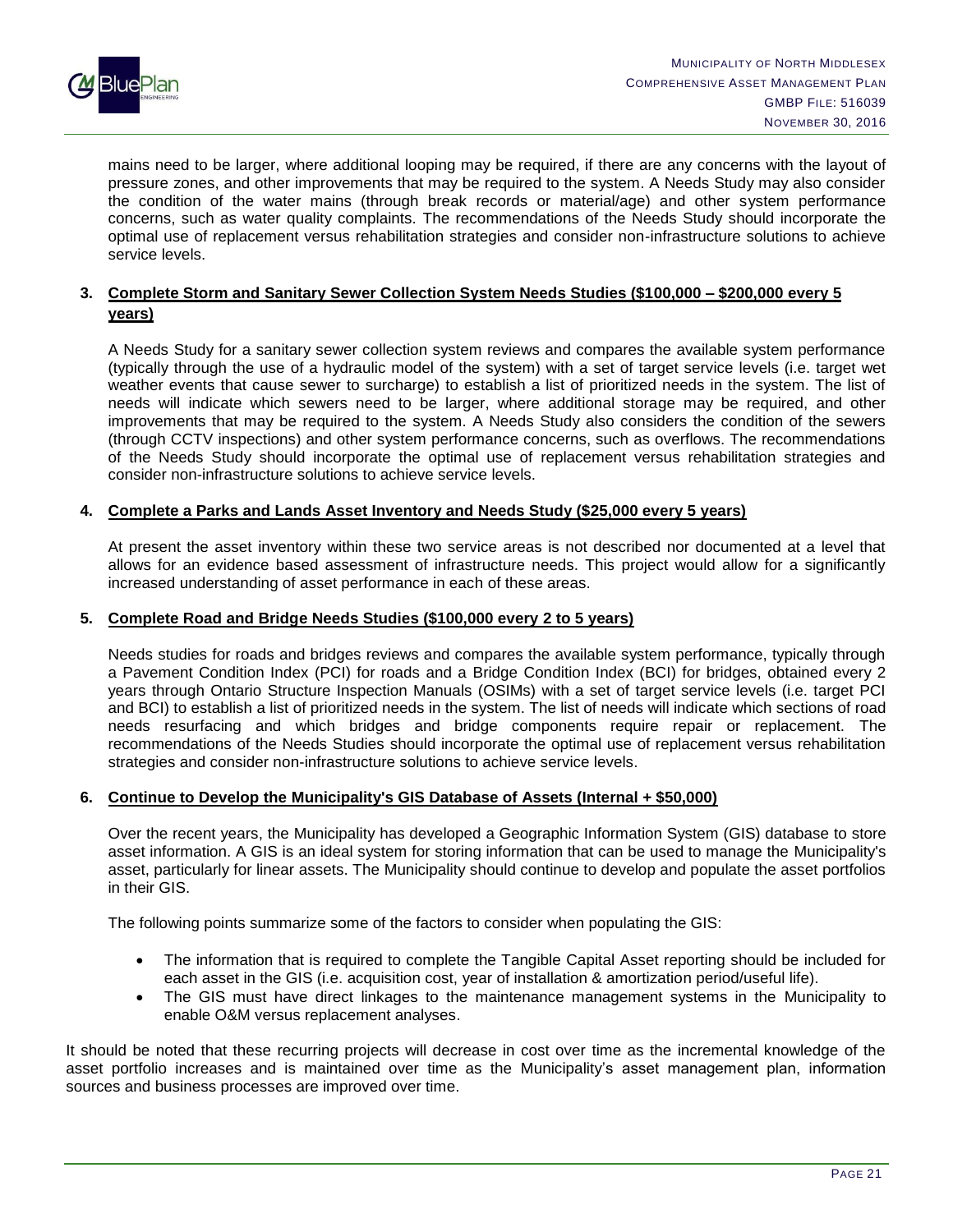mains need to be larger, where additional looping may be required, if there are any concerns with the layout of pressure zones, and other improvements that may be required to the system. A Needs Study may also consider the condition of the water mains (through break records or material/age) and other system performance concerns, such as water quality complaints. The recommendations of the Needs Study should incorporate the optimal use of replacement versus rehabilitation strategies and consider non-infrastructure solutions to achieve service levels.

**3. <u>Complete Storm and Sanitary Sewer Collection System Needs Studies ($100,000 – $200,000 every 5 years)</u>**

A Needs Study for a sanitary sewer collection system reviews and compares the available system performance (typically through the use of a hydraulic model of the system) with a set of target service levels (i.e. target wet weather events that cause sewer to surcharge) to establish a list of prioritized needs in the system. The list of needs will indicate which sewers need to be larger, where additional storage may be required, and other improvements that may be required to the system. A Needs Study also considers the condition of the sewers (through CCTV inspections) and other system performance concerns, such as overflows. The recommendations of the Needs Study should incorporate the optimal use of replacement versus rehabilitation strategies and consider non-infrastructure solutions to achieve service levels.

**4. <u>Complete a Parks and Lands Asset Inventory and Needs Study ($25,000 every 5 years)</u>**

At present the asset inventory within these two service areas is not described nor documented at a level that allows for an evidence based assessment of infrastructure needs. This project would allow for a significantly increased understanding of asset performance in each of these areas.

**5. <u>Complete Road and Bridge Needs Studies ($100,000 every 2 to 5 years)</u>**

Needs studies for roads and bridges reviews and compares the available system performance, typically through a Pavement Condition Index (PCI) for roads and a Bridge Condition Index (BCI) for bridges, obtained every 2 years through Ontario Structure Inspection Manuals (OSIMs) with a set of target service levels (i.e. target PCI and BCI) to establish a list of prioritized needs in the system. The list of needs will indicate which sections of road needs resurfacing and which bridges and bridge components require repair or replacement. The recommendations of the Needs Studies should incorporate the optimal use of replacement versus rehabilitation strategies and consider non-infrastructure solutions to achieve service levels.

**6. <u>Continue to Develop the Municipality's GIS Database of Assets (Internal + $50,000)</u>**

Over the recent years, the Municipality has developed a Geographic Information System (GIS) database to store asset information. A GIS is an ideal system for storing information that can be used to manage the Municipality's asset, particularly for linear assets. The Municipality should continue to develop and populate the asset portfolios in their GIS.

The following points summarize some of the factors to consider when populating the GIS:

- The information that is required to complete the Tangible Capital Asset reporting should be included for each asset in the GIS (i.e. acquisition cost, year of installation & amortization period/useful life).
- The GIS must have direct linkages to the maintenance management systems in the Municipality to enable O&M versus replacement analyses.

It should be noted that these recurring projects will decrease in cost over time as the incremental knowledge of the asset portfolio increases and is maintained over time as the Municipality's asset management plan, information sources and business processes are improved over time.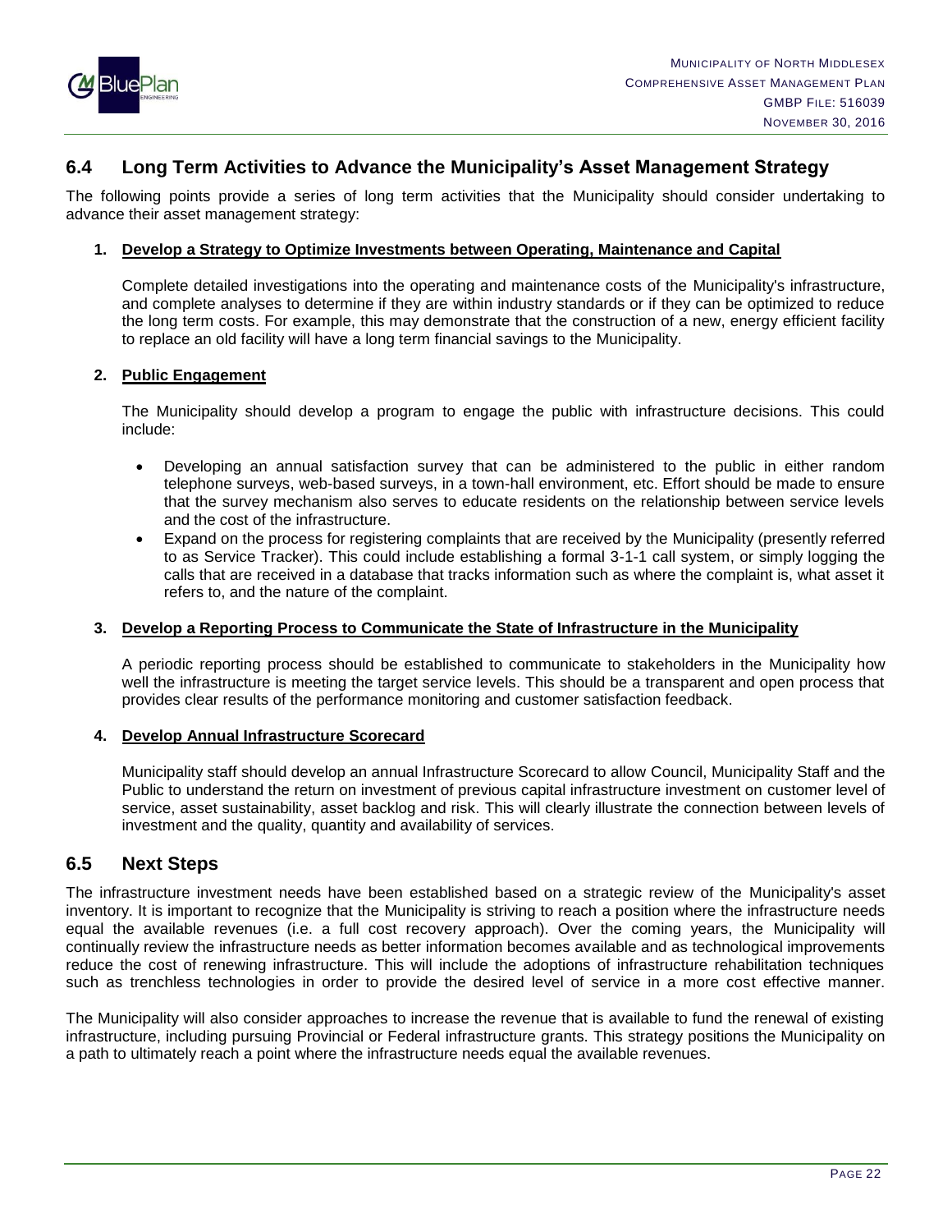## 6.4 Long Term Activities to Advance the Municipality's Asset Management Strategy

The following points provide a series of long term activities that the Municipality should consider undertaking to advance their asset management strategy:

1. **Develop a Strategy to Optimize Investments between Operating, Maintenance and Capital**

   Complete detailed investigations into the operating and maintenance costs of the Municipality's infrastructure, and complete analyses to determine if they are within industry standards or if they can be optimized to reduce the long term costs. For example, this may demonstrate that the construction of a new, energy efficient facility to replace an old facility will have a long term financial savings to the Municipality.

2. **Public Engagement**

   The Municipality should develop a program to engage the public with infrastructure decisions. This could include:

   - Developing an annual satisfaction survey that can be administered to the public in either random telephone surveys, web-based surveys, in a town-hall environment, etc. Effort should be made to ensure that the survey mechanism also serves to educate residents on the relationship between service levels and the cost of the infrastructure.
   - Expand on the process for registering complaints that are received by the Municipality (presently referred to as Service Tracker). This could include establishing a formal 3-1-1 call system, or simply logging the calls that are received in a database that tracks information such as where the complaint is, what asset it refers to, and the nature of the complaint.

3. **Develop a Reporting Process to Communicate the State of Infrastructure in the Municipality**

   A periodic reporting process should be established to communicate to stakeholders in the Municipality how well the infrastructure is meeting the target service levels. This should be a transparent and open process that provides clear results of the performance monitoring and customer satisfaction feedback.

4. **Develop Annual Infrastructure Scorecard**

   Municipality staff should develop an annual Infrastructure Scorecard to allow Council, Municipality Staff and the Public to understand the return on investment of previous capital infrastructure investment on customer level of service, asset sustainability, asset backlog and risk. This will clearly illustrate the connection between levels of investment and the quality, quantity and availability of services.

## 6.5 Next Steps

The infrastructure investment needs have been established based on a strategic review of the Municipality's asset inventory. It is important to recognize that the Municipality is striving to reach a position where the infrastructure needs equal the available revenues (i.e. a full cost recovery approach). Over the coming years, the Municipality will continually review the infrastructure needs as better information becomes available and as technological improvements reduce the cost of renewing infrastructure. This will include the adoptions of infrastructure rehabilitation techniques such as trenchless technologies in order to provide the desired level of service in a more cost effective manner.

The Municipality will also consider approaches to increase the revenue that is available to fund the renewal of existing infrastructure, including pursuing Provincial or Federal infrastructure grants. This strategy positions the Municipality on a path to ultimately reach a point where the infrastructure needs equal the available revenues.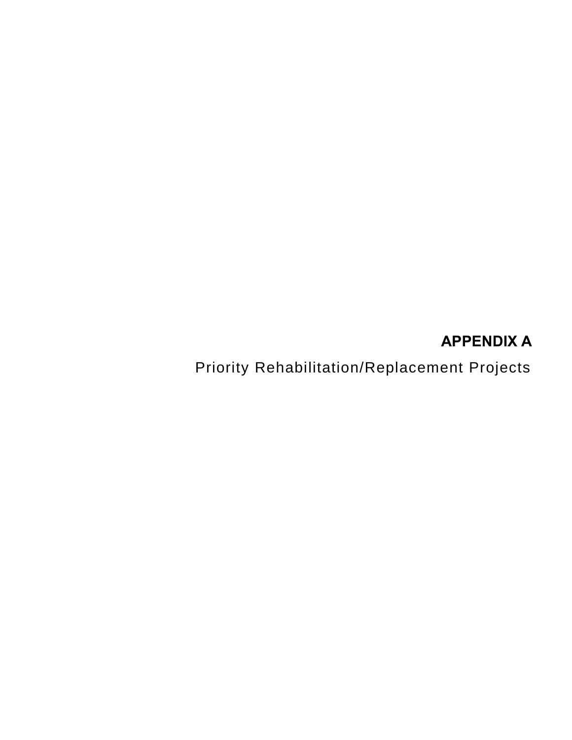# APPENDIX A

Priority Rehabilitation/Replacement Projects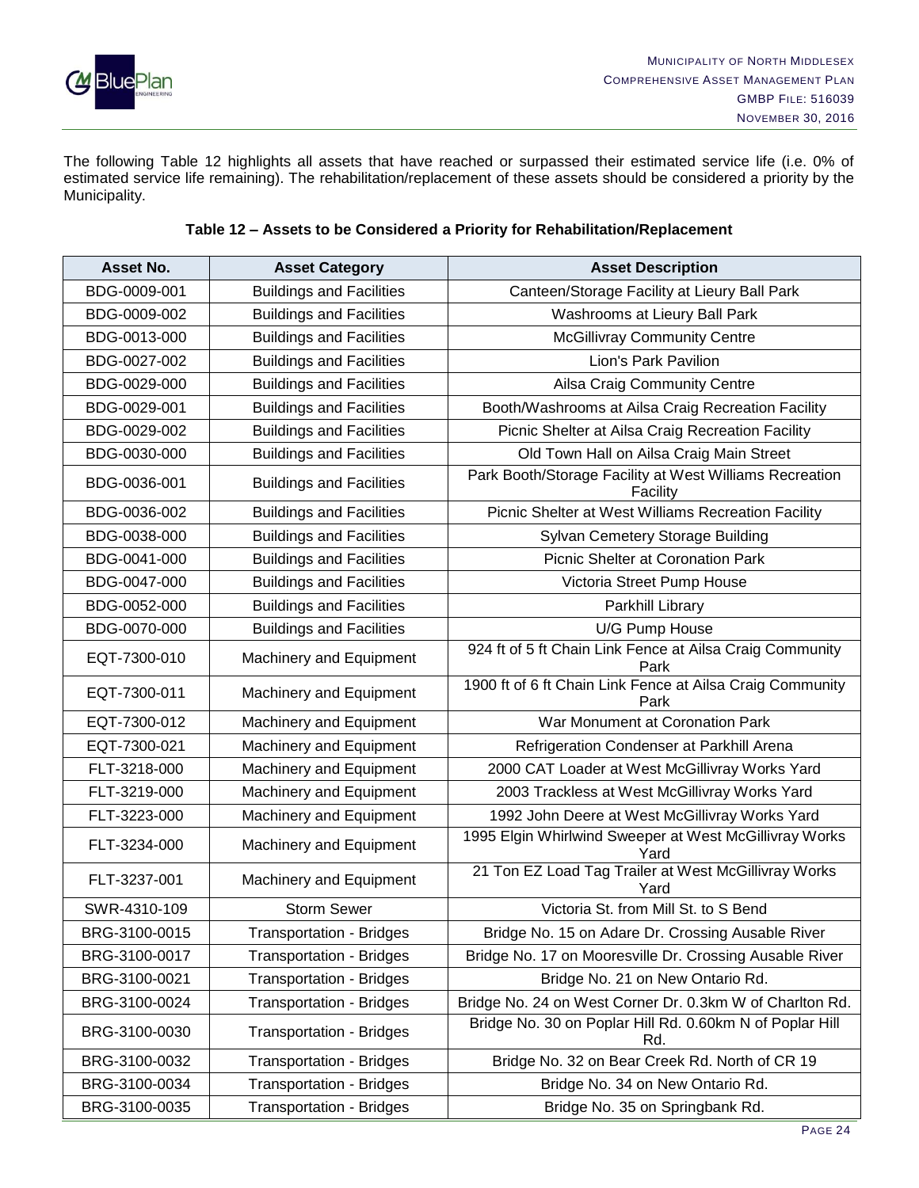The following Table 12 highlights all assets that have reached or surpassed their estimated service life (i.e. 0% of estimated service life remaining). The rehabilitation/replacement of these assets should be considered a priority by the Municipality.

**Table 12 – Assets to be Considered a Priority for Rehabilitation/Replacement**

| Asset No. | Asset Category | Asset Description |
|---|---|---|
| BDG-0009-001 | Buildings and Facilities | Canteen/Storage Facility at Lieury Ball Park |
| BDG-0009-002 | Buildings and Facilities | Washrooms at Lieury Ball Park |
| BDG-0013-000 | Buildings and Facilities | McGillivray Community Centre |
| BDG-0027-002 | Buildings and Facilities | Lion's Park Pavilion |
| BDG-0029-000 | Buildings and Facilities | Ailsa Craig Community Centre |
| BDG-0029-001 | Buildings and Facilities | Booth/Washrooms at Ailsa Craig Recreation Facility |
| BDG-0029-002 | Buildings and Facilities | Picnic Shelter at Ailsa Craig Recreation Facility |
| BDG-0030-000 | Buildings and Facilities | Old Town Hall on Ailsa Craig Main Street |
| BDG-0036-001 | Buildings and Facilities | Park Booth/Storage Facility at West Williams Recreation Facility |
| BDG-0036-002 | Buildings and Facilities | Picnic Shelter at West Williams Recreation Facility |
| BDG-0038-000 | Buildings and Facilities | Sylvan Cemetery Storage Building |
| BDG-0041-000 | Buildings and Facilities | Picnic Shelter at Coronation Park |
| BDG-0047-000 | Buildings and Facilities | Victoria Street Pump House |
| BDG-0052-000 | Buildings and Facilities | Parkhill Library |
| BDG-0070-000 | Buildings and Facilities | U/G Pump House |
| EQT-7300-010 | Machinery and Equipment | 924 ft of 5 ft Chain Link Fence at Ailsa Craig Community Park |
| EQT-7300-011 | Machinery and Equipment | 1900 ft of 6 ft Chain Link Fence at Ailsa Craig Community Park |
| EQT-7300-012 | Machinery and Equipment | War Monument at Coronation Park |
| EQT-7300-021 | Machinery and Equipment | Refrigeration Condenser at Parkhill Arena |
| FLT-3218-000 | Machinery and Equipment | 2000 CAT Loader at West McGillivray Works Yard |
| FLT-3219-000 | Machinery and Equipment | 2003 Trackless at West McGillivray Works Yard |
| FLT-3223-000 | Machinery and Equipment | 1992 John Deere at West McGillivray Works Yard |
| FLT-3234-000 | Machinery and Equipment | 1995 Elgin Whirlwind Sweeper at West McGillivray Works Yard |
| FLT-3237-001 | Machinery and Equipment | 21 Ton EZ Load Tag Trailer at West McGillivray Works Yard |
| SWR-4310-109 | Storm Sewer | Victoria St. from Mill St. to S Bend |
| BRG-3100-0015 | Transportation - Bridges | Bridge No. 15 on Adare Dr. Crossing Ausable River |
| BRG-3100-0017 | Transportation - Bridges | Bridge No. 17 on Mooresville Dr. Crossing Ausable River |
| BRG-3100-0021 | Transportation - Bridges | Bridge No. 21 on New Ontario Rd. |
| BRG-3100-0024 | Transportation - Bridges | Bridge No. 24 on West Corner Dr. 0.3km W of Charlton Rd. |
| BRG-3100-0030 | Transportation - Bridges | Bridge No. 30 on Poplar Hill Rd. 0.60km N of Poplar Hill Rd. |
| BRG-3100-0032 | Transportation - Bridges | Bridge No. 32 on Bear Creek Rd. North of CR 19 |
| BRG-3100-0034 | Transportation - Bridges | Bridge No. 34 on New Ontario Rd. |
| BRG-3100-0035 | Transportation - Bridges | Bridge No. 35 on Springbank Rd. |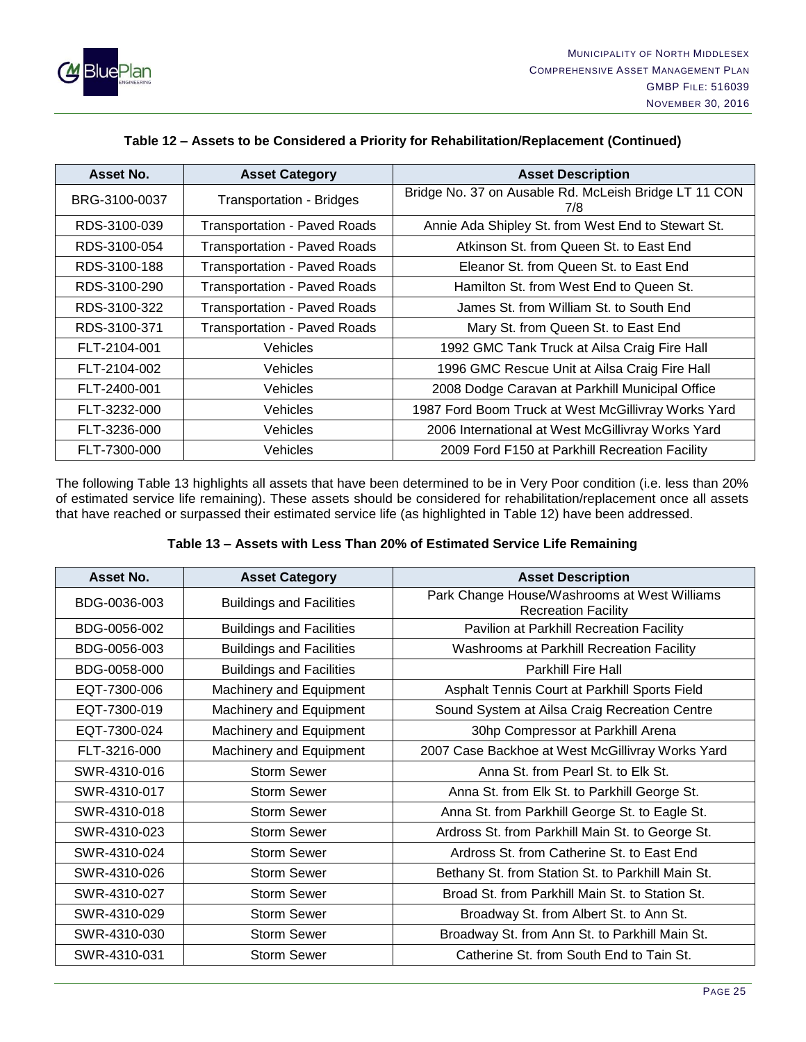**Table 12 – Assets to be Considered a Priority for Rehabilitation/Replacement (Continued)**

| Asset No. | Asset Category | Asset Description |
|---|---|---|
| BRG-3100-0037 | Transportation - Bridges | Bridge No. 37 on Ausable Rd. McLeish Bridge LT 11 CON 7/8 |
| RDS-3100-039 | Transportation - Paved Roads | Annie Ada Shipley St. from West End to Stewart St. |
| RDS-3100-054 | Transportation - Paved Roads | Atkinson St. from Queen St. to East End |
| RDS-3100-188 | Transportation - Paved Roads | Eleanor St. from Queen St. to East End |
| RDS-3100-290 | Transportation - Paved Roads | Hamilton St. from West End to Queen St. |
| RDS-3100-322 | Transportation - Paved Roads | James St. from William St. to South End |
| RDS-3100-371 | Transportation - Paved Roads | Mary St. from Queen St. to East End |
| FLT-2104-001 | Vehicles | 1992 GMC Tank Truck at Ailsa Craig Fire Hall |
| FLT-2104-002 | Vehicles | 1996 GMC Rescue Unit at Ailsa Craig Fire Hall |
| FLT-2400-001 | Vehicles | 2008 Dodge Caravan at Parkhill Municipal Office |
| FLT-3232-000 | Vehicles | 1987 Ford Boom Truck at West McGillivray Works Yard |
| FLT-3236-000 | Vehicles | 2006 International at West McGillivray Works Yard |
| FLT-7300-000 | Vehicles | 2009 Ford F150 at Parkhill Recreation Facility |

The following Table 13 highlights all assets that have been determined to be in Very Poor condition (i.e. less than 20% of estimated service life remaining). These assets should be considered for rehabilitation/replacement once all assets that have reached or surpassed their estimated service life (as highlighted in Table 12) have been addressed.

**Table 13 – Assets with Less Than 20% of Estimated Service Life Remaining**

| Asset No. | Asset Category | Asset Description |
|---|---|---|
| BDG-0036-003 | Buildings and Facilities | Park Change House/Washrooms at West Williams Recreation Facility |
| BDG-0056-002 | Buildings and Facilities | Pavilion at Parkhill Recreation Facility |
| BDG-0056-003 | Buildings and Facilities | Washrooms at Parkhill Recreation Facility |
| BDG-0058-000 | Buildings and Facilities | Parkhill Fire Hall |
| EQT-7300-006 | Machinery and Equipment | Asphalt Tennis Court at Parkhill Sports Field |
| EQT-7300-019 | Machinery and Equipment | Sound System at Ailsa Craig Recreation Centre |
| EQT-7300-024 | Machinery and Equipment | 30hp Compressor at Parkhill Arena |
| FLT-3216-000 | Machinery and Equipment | 2007 Case Backhoe at West McGillivray Works Yard |
| SWR-4310-016 | Storm Sewer | Anna St. from Pearl St. to Elk St. |
| SWR-4310-017 | Storm Sewer | Anna St. from Elk St. to Parkhill George St. |
| SWR-4310-018 | Storm Sewer | Anna St. from Parkhill George St. to Eagle St. |
| SWR-4310-023 | Storm Sewer | Ardross St. from Parkhill Main St. to George St. |
| SWR-4310-024 | Storm Sewer | Ardross St. from Catherine St. to East End |
| SWR-4310-026 | Storm Sewer | Bethany St. from Station St. to Parkhill Main St. |
| SWR-4310-027 | Storm Sewer | Broad St. from Parkhill Main St. to Station St. |
| SWR-4310-029 | Storm Sewer | Broadway St. from Albert St. to Ann St. |
| SWR-4310-030 | Storm Sewer | Broadway St. from Ann St. to Parkhill Main St. |
| SWR-4310-031 | Storm Sewer | Catherine St. from South End to Tain St. |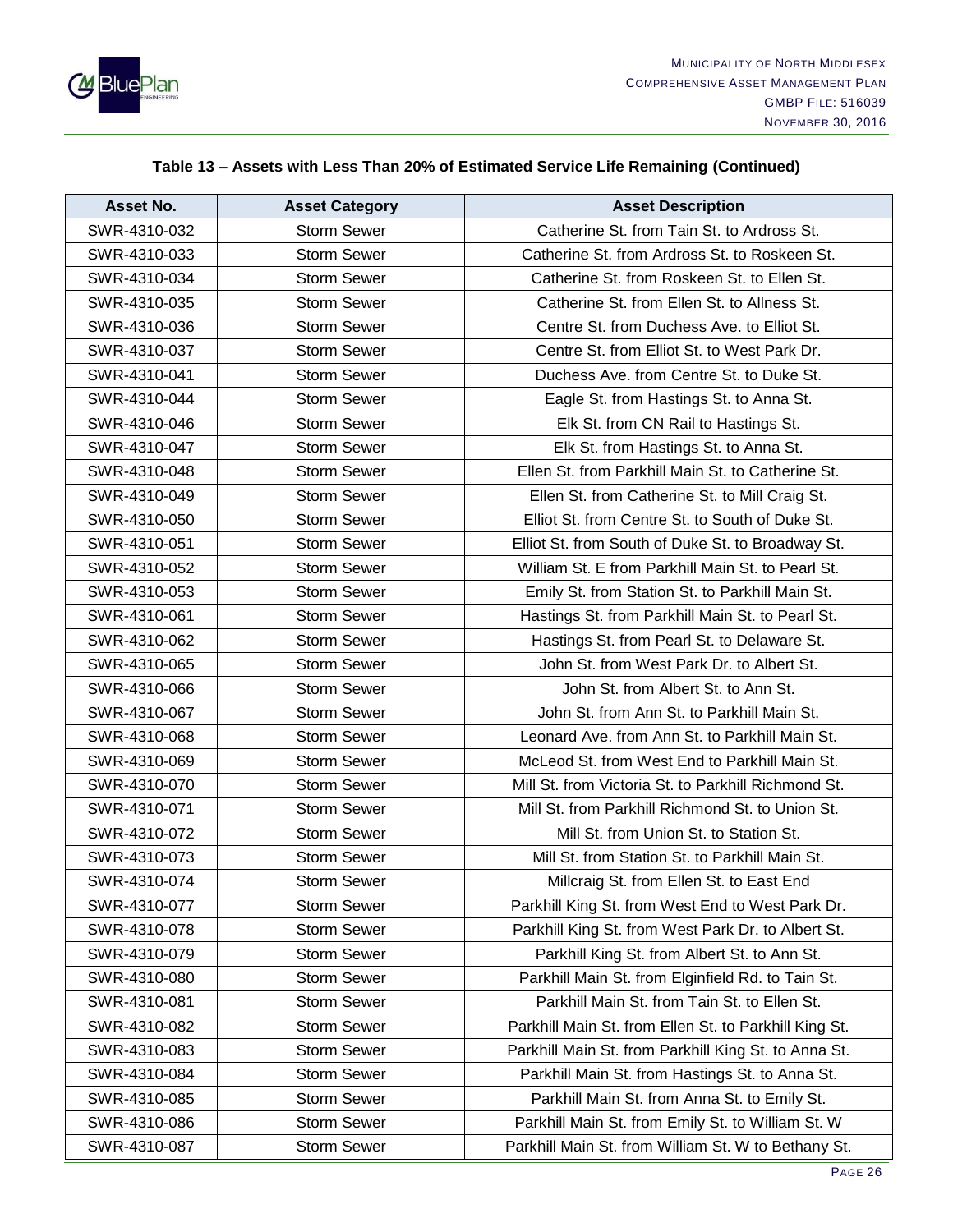**Table 13 – Assets with Less Than 20% of Estimated Service Life Remaining (Continued)**

| Asset No. | Asset Category | Asset Description |
|---|---|---|
| SWR-4310-032 | Storm Sewer | Catherine St. from Tain St. to Ardross St. |
| SWR-4310-033 | Storm Sewer | Catherine St. from Ardross St. to Roskeen St. |
| SWR-4310-034 | Storm Sewer | Catherine St. from Roskeen St. to Ellen St. |
| SWR-4310-035 | Storm Sewer | Catherine St. from Ellen St. to Allness St. |
| SWR-4310-036 | Storm Sewer | Centre St. from Duchess Ave. to Elliot St. |
| SWR-4310-037 | Storm Sewer | Centre St. from Elliot St. to West Park Dr. |
| SWR-4310-041 | Storm Sewer | Duchess Ave. from Centre St. to Duke St. |
| SWR-4310-044 | Storm Sewer | Eagle St. from Hastings St. to Anna St. |
| SWR-4310-046 | Storm Sewer | Elk St. from CN Rail to Hastings St. |
| SWR-4310-047 | Storm Sewer | Elk St. from Hastings St. to Anna St. |
| SWR-4310-048 | Storm Sewer | Ellen St. from Parkhill Main St. to Catherine St. |
| SWR-4310-049 | Storm Sewer | Ellen St. from Catherine St. to Mill Craig St. |
| SWR-4310-050 | Storm Sewer | Elliot St. from Centre St. to South of Duke St. |
| SWR-4310-051 | Storm Sewer | Elliot St. from South of Duke St. to Broadway St. |
| SWR-4310-052 | Storm Sewer | William St. E from Parkhill Main St. to Pearl St. |
| SWR-4310-053 | Storm Sewer | Emily St. from Station St. to Parkhill Main St. |
| SWR-4310-061 | Storm Sewer | Hastings St. from Parkhill Main St. to Pearl St. |
| SWR-4310-062 | Storm Sewer | Hastings St. from Pearl St. to Delaware St. |
| SWR-4310-065 | Storm Sewer | John St. from West Park Dr. to Albert St. |
| SWR-4310-066 | Storm Sewer | John St. from Albert St. to Ann St. |
| SWR-4310-067 | Storm Sewer | John St. from Ann St. to Parkhill Main St. |
| SWR-4310-068 | Storm Sewer | Leonard Ave. from Ann St. to Parkhill Main St. |
| SWR-4310-069 | Storm Sewer | McLeod St. from West End to Parkhill Main St. |
| SWR-4310-070 | Storm Sewer | Mill St. from Victoria St. to Parkhill Richmond St. |
| SWR-4310-071 | Storm Sewer | Mill St. from Parkhill Richmond St. to Union St. |
| SWR-4310-072 | Storm Sewer | Mill St. from Union St. to Station St. |
| SWR-4310-073 | Storm Sewer | Mill St. from Station St. to Parkhill Main St. |
| SWR-4310-074 | Storm Sewer | Millcraig St. from Ellen St. to East End |
| SWR-4310-077 | Storm Sewer | Parkhill King St. from West End to West Park Dr. |
| SWR-4310-078 | Storm Sewer | Parkhill King St. from West Park Dr. to Albert St. |
| SWR-4310-079 | Storm Sewer | Parkhill King St. from Albert St. to Ann St. |
| SWR-4310-080 | Storm Sewer | Parkhill Main St. from Elginfield Rd. to Tain St. |
| SWR-4310-081 | Storm Sewer | Parkhill Main St. from Tain St. to Ellen St. |
| SWR-4310-082 | Storm Sewer | Parkhill Main St. from Ellen St. to Parkhill King St. |
| SWR-4310-083 | Storm Sewer | Parkhill Main St. from Parkhill King St. to Anna St. |
| SWR-4310-084 | Storm Sewer | Parkhill Main St. from Hastings St. to Anna St. |
| SWR-4310-085 | Storm Sewer | Parkhill Main St. from Anna St. to Emily St. |
| SWR-4310-086 | Storm Sewer | Parkhill Main St. from Emily St. to William St. W |
| SWR-4310-087 | Storm Sewer | Parkhill Main St. from William St. W to Bethany St. |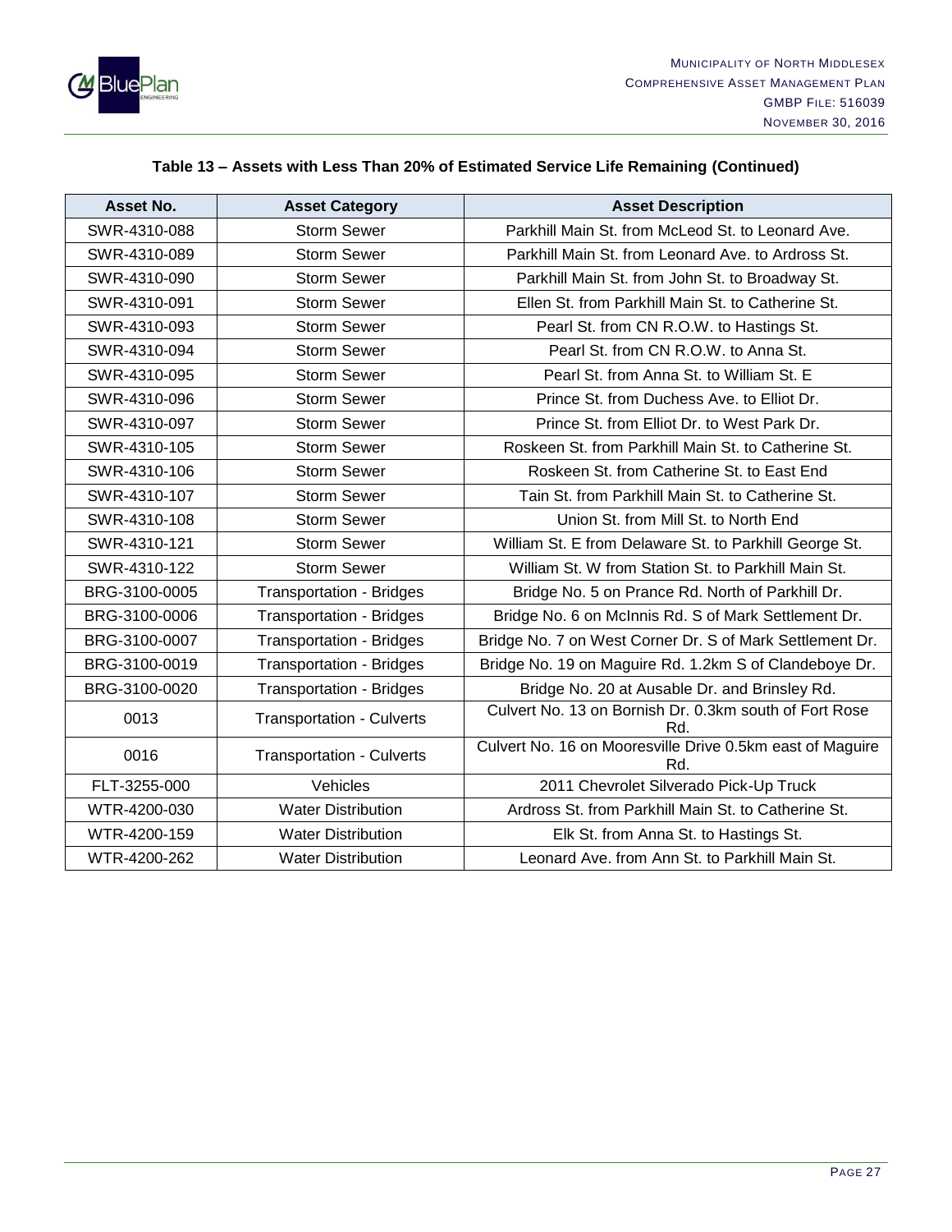**Table 13 – Assets with Less Than 20% of Estimated Service Life Remaining (Continued)**

| Asset No. | Asset Category | Asset Description |
| --- | --- | --- |
| SWR-4310-088 | Storm Sewer | Parkhill Main St. from McLeod St. to Leonard Ave. |
| SWR-4310-089 | Storm Sewer | Parkhill Main St. from Leonard Ave. to Ardross St. |
| SWR-4310-090 | Storm Sewer | Parkhill Main St. from John St. to Broadway St. |
| SWR-4310-091 | Storm Sewer | Ellen St. from Parkhill Main St. to Catherine St. |
| SWR-4310-093 | Storm Sewer | Pearl St. from CN R.O.W. to Hastings St. |
| SWR-4310-094 | Storm Sewer | Pearl St. from CN R.O.W. to Anna St. |
| SWR-4310-095 | Storm Sewer | Pearl St. from Anna St. to William St. E |
| SWR-4310-096 | Storm Sewer | Prince St. from Duchess Ave. to Elliot Dr. |
| SWR-4310-097 | Storm Sewer | Prince St. from Elliot Dr. to West Park Dr. |
| SWR-4310-105 | Storm Sewer | Roskeen St. from Parkhill Main St. to Catherine St. |
| SWR-4310-106 | Storm Sewer | Roskeen St. from Catherine St. to East End |
| SWR-4310-107 | Storm Sewer | Tain St. from Parkhill Main St. to Catherine St. |
| SWR-4310-108 | Storm Sewer | Union St. from Mill St. to North End |
| SWR-4310-121 | Storm Sewer | William St. E from Delaware St. to Parkhill George St. |
| SWR-4310-122 | Storm Sewer | William St. W from Station St. to Parkhill Main St. |
| BRG-3100-0005 | Transportation - Bridges | Bridge No. 5 on Prance Rd. North of Parkhill Dr. |
| BRG-3100-0006 | Transportation - Bridges | Bridge No. 6 on McInnis Rd. S of Mark Settlement Dr. |
| BRG-3100-0007 | Transportation - Bridges | Bridge No. 7 on West Corner Dr. S of Mark Settlement Dr. |
| BRG-3100-0019 | Transportation - Bridges | Bridge No. 19 on Maguire Rd. 1.2km S of Clandeboye Dr. |
| BRG-3100-0020 | Transportation - Bridges | Bridge No. 20 at Ausable Dr. and Brinsley Rd. |
| 0013 | Transportation - Culverts | Culvert No. 13 on Bornish Dr. 0.3km south of Fort Rose Rd. |
| 0016 | Transportation - Culverts | Culvert No. 16 on Mooresville Drive 0.5km east of Maguire Rd. |
| FLT-3255-000 | Vehicles | 2011 Chevrolet Silverado Pick-Up Truck |
| WTR-4200-030 | Water Distribution | Ardross St. from Parkhill Main St. to Catherine St. |
| WTR-4200-159 | Water Distribution | Elk St. from Anna St. to Hastings St. |
| WTR-4200-262 | Water Distribution | Leonard Ave. from Ann St. to Parkhill Main St. |